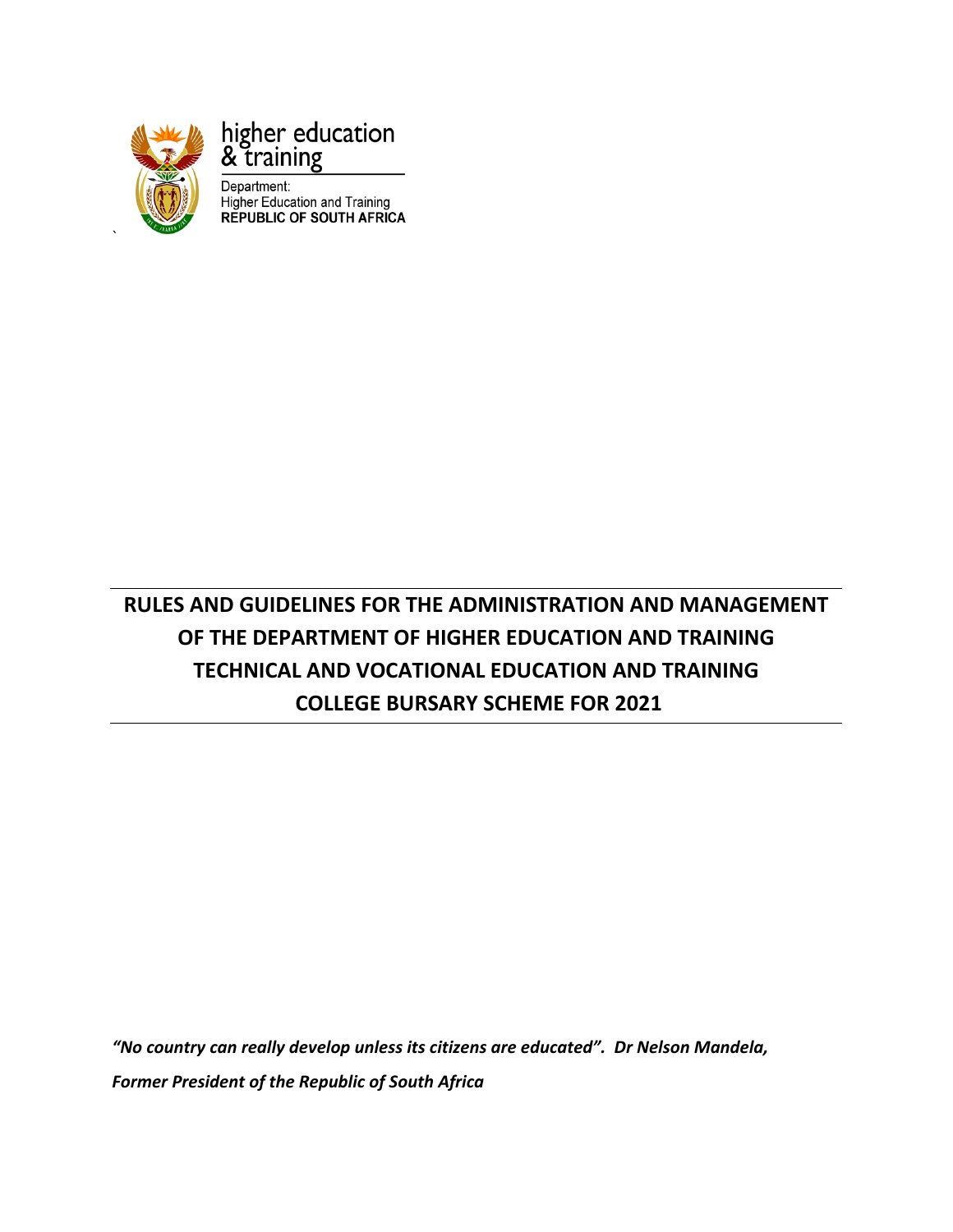higher education
& training

Department:
Higher Education and Training
**REPUBLIC OF SOUTH AFRICA**

# RULES AND GUIDELINES FOR THE ADMINISTRATION AND MANAGEMENT OF THE DEPARTMENT OF HIGHER EDUCATION AND TRAINING TECHNICAL AND VOCATIONAL EDUCATION AND TRAINING COLLEGE BURSARY SCHEME FOR 2021

***"No country can really develop unless its citizens are educated". Dr Nelson Mandela, Former President of the Republic of South Africa***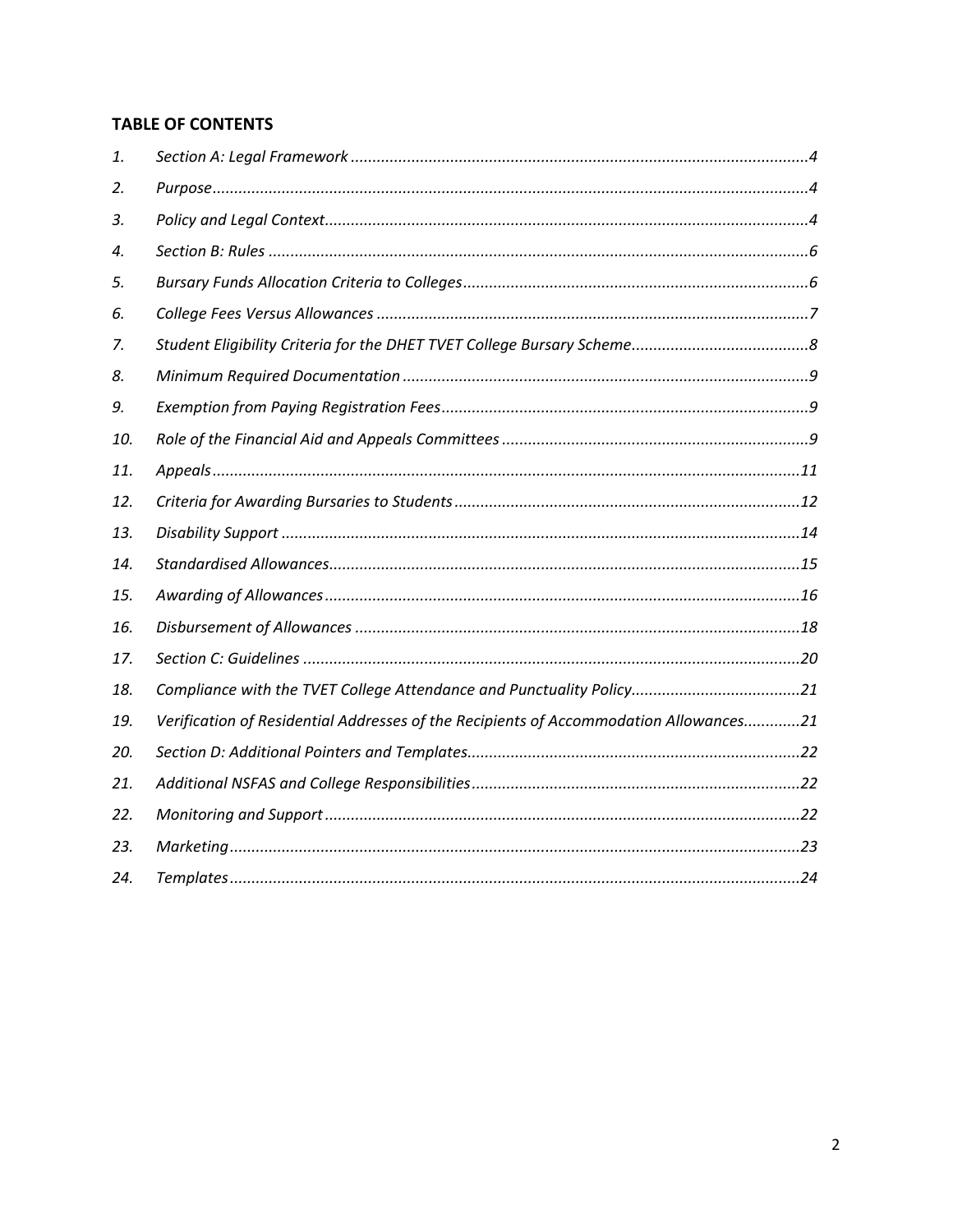## TABLE OF CONTENTS

1. *Section A: Legal Framework* ........................................ *4*
2. *Purpose* ........................................ *4*
3. *Policy and Legal Context* ........................................ *4*
4. *Section B: Rules* ........................................ *6*
5. *Bursary Funds Allocation Criteria to Colleges* ........................................ *6*
6. *College Fees Versus Allowances* ........................................ *7*
7. *Student Eligibility Criteria for the DHET TVET College Bursary Scheme* ........................................ *8*
8. *Minimum Required Documentation* ........................................ *9*
9. *Exemption from Paying Registration Fees* ........................................ *9*
10. *Role of the Financial Aid and Appeals Committees* ........................................ *9*
11. *Appeals* ........................................ *11*
12. *Criteria for Awarding Bursaries to Students* ........................................ *12*
13. *Disability Support* ........................................ *14*
14. *Standardised Allowances* ........................................ *15*
15. *Awarding of Allowances* ........................................ *16*
16. *Disbursement of Allowances* ........................................ *18*
17. *Section C: Guidelines* ........................................ *20*
18. *Compliance with the TVET College Attendance and Punctuality Policy* ........................................ *21*
19. *Verification of Residential Addresses of the Recipients of Accommodation Allowances* ........................................ *21*
20. *Section D: Additional Pointers and Templates* ........................................ *22*
21. *Additional NSFAS and College Responsibilities* ........................................ *22*
22. *Monitoring and Support* ........................................ *22*
23. *Marketing* ........................................ *23*
24. *Templates* ........................................ *24*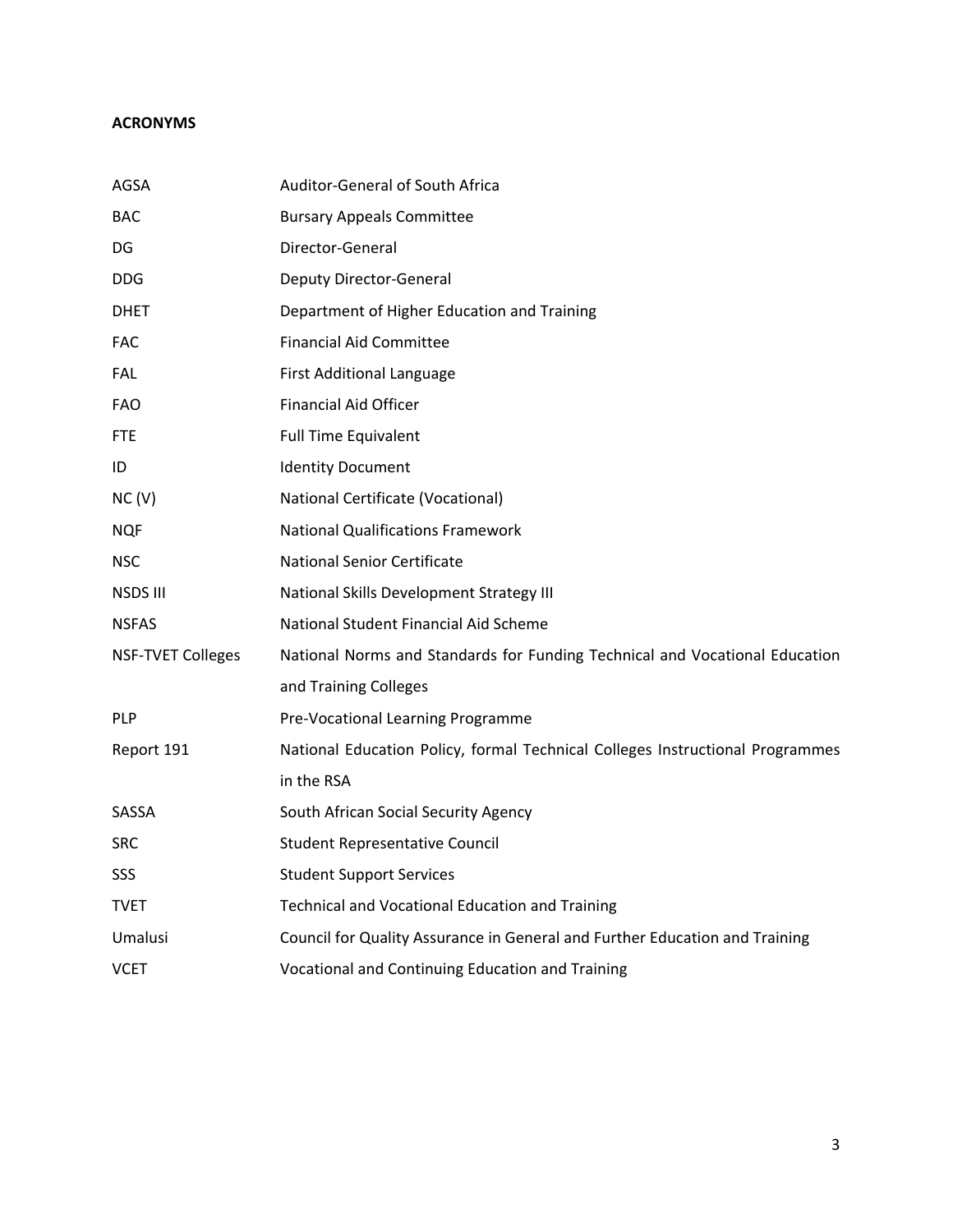**ACRONYMS**

| | |
|---|---|
| AGSA | Auditor-General of South Africa |
| BAC | Bursary Appeals Committee |
| DG | Director-General |
| DDG | Deputy Director-General |
| DHET | Department of Higher Education and Training |
| FAC | Financial Aid Committee |
| FAL | First Additional Language |
| FAO | Financial Aid Officer |
| FTE | Full Time Equivalent |
| ID | Identity Document |
| NC (V) | National Certificate (Vocational) |
| NQF | National Qualifications Framework |
| NSC | National Senior Certificate |
| NSDS III | National Skills Development Strategy III |
| NSFAS | National Student Financial Aid Scheme |
| NSF-TVET Colleges | National Norms and Standards for Funding Technical and Vocational Education and Training Colleges |
| PLP | Pre-Vocational Learning Programme |
| Report 191 | National Education Policy, formal Technical Colleges Instructional Programmes in the RSA |
| SASSA | South African Social Security Agency |
| SRC | Student Representative Council |
| SSS | Student Support Services |
| TVET | Technical and Vocational Education and Training |
| Umalusi | Council for Quality Assurance in General and Further Education and Training |
| VCET | Vocational and Continuing Education and Training |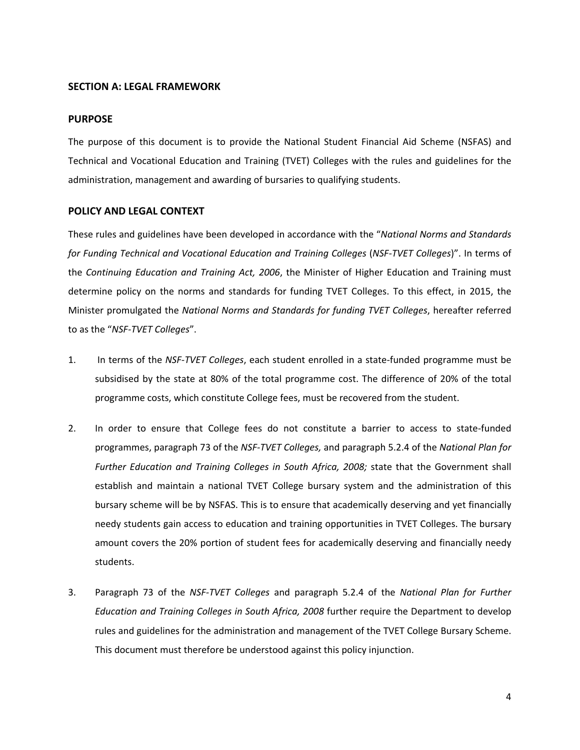## SECTION A: LEGAL FRAMEWORK

### PURPOSE

The purpose of this document is to provide the National Student Financial Aid Scheme (NSFAS) and Technical and Vocational Education and Training (TVET) Colleges with the rules and guidelines for the administration, management and awarding of bursaries to qualifying students.

### POLICY AND LEGAL CONTEXT

These rules and guidelines have been developed in accordance with the "*National Norms and Standards for Funding Technical and Vocational Education and Training Colleges* (*NSF-TVET Colleges*)". In terms of the *Continuing Education and Training Act, 2006*, the Minister of Higher Education and Training must determine policy on the norms and standards for funding TVET Colleges. To this effect, in 2015, the Minister promulgated the *National Norms and Standards for funding TVET Colleges*, hereafter referred to as the "*NSF-TVET Colleges*".

1. In terms of the *NSF-TVET Colleges*, each student enrolled in a state-funded programme must be subsidised by the state at 80% of the total programme cost. The difference of 20% of the total programme costs, which constitute College fees, must be recovered from the student.

2. In order to ensure that College fees do not constitute a barrier to access to state-funded programmes, paragraph 73 of the *NSF-TVET Colleges,* and paragraph 5.2.4 of the *National Plan for Further Education and Training Colleges in South Africa, 2008;* state that the Government shall establish and maintain a national TVET College bursary system and the administration of this bursary scheme will be by NSFAS. This is to ensure that academically deserving and yet financially needy students gain access to education and training opportunities in TVET Colleges. The bursary amount covers the 20% portion of student fees for academically deserving and financially needy students.

3. Paragraph 73 of the *NSF-TVET Colleges* and paragraph 5.2.4 of the *National Plan for Further Education and Training Colleges in South Africa, 2008* further require the Department to develop rules and guidelines for the administration and management of the TVET College Bursary Scheme. This document must therefore be understood against this policy injunction.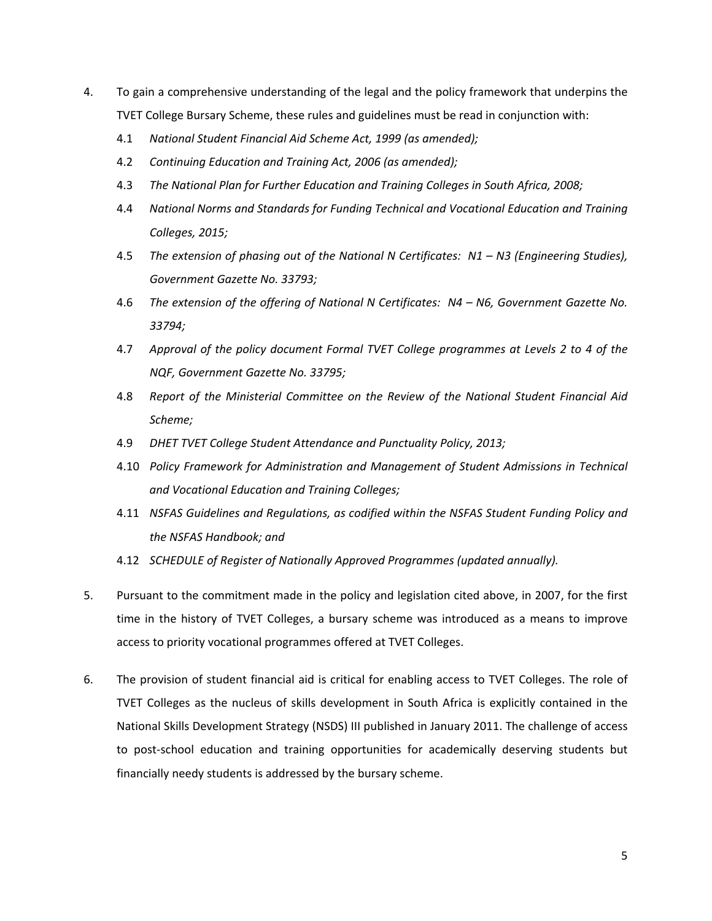4. To gain a comprehensive understanding of the legal and the policy framework that underpins the TVET College Bursary Scheme, these rules and guidelines must be read in conjunction with:

   4.1 *National Student Financial Aid Scheme Act, 1999 (as amended);*

   4.2 *Continuing Education and Training Act, 2006 (as amended);*

   4.3 *The National Plan for Further Education and Training Colleges in South Africa, 2008;*

   4.4 *National Norms and Standards for Funding Technical and Vocational Education and Training Colleges, 2015;*

   4.5 *The extension of phasing out of the National N Certificates: N1 – N3 (Engineering Studies), Government Gazette No. 33793;*

   4.6 *The extension of the offering of National N Certificates: N4 – N6, Government Gazette No. 33794;*

   4.7 *Approval of the policy document Formal TVET College programmes at Levels 2 to 4 of the NQF, Government Gazette No. 33795;*

   4.8 *Report of the Ministerial Committee on the Review of the National Student Financial Aid Scheme;*

   4.9 *DHET TVET College Student Attendance and Punctuality Policy, 2013;*

   4.10 *Policy Framework for Administration and Management of Student Admissions in Technical and Vocational Education and Training Colleges;*

   4.11 *NSFAS Guidelines and Regulations, as codified within the NSFAS Student Funding Policy and the NSFAS Handbook; and*

   4.12 *SCHEDULE of Register of Nationally Approved Programmes (updated annually).*

5. Pursuant to the commitment made in the policy and legislation cited above, in 2007, for the first time in the history of TVET Colleges, a bursary scheme was introduced as a means to improve access to priority vocational programmes offered at TVET Colleges.

6. The provision of student financial aid is critical for enabling access to TVET Colleges. The role of TVET Colleges as the nucleus of skills development in South Africa is explicitly contained in the National Skills Development Strategy (NSDS) III published in January 2011. The challenge of access to post-school education and training opportunities for academically deserving students but financially needy students is addressed by the bursary scheme.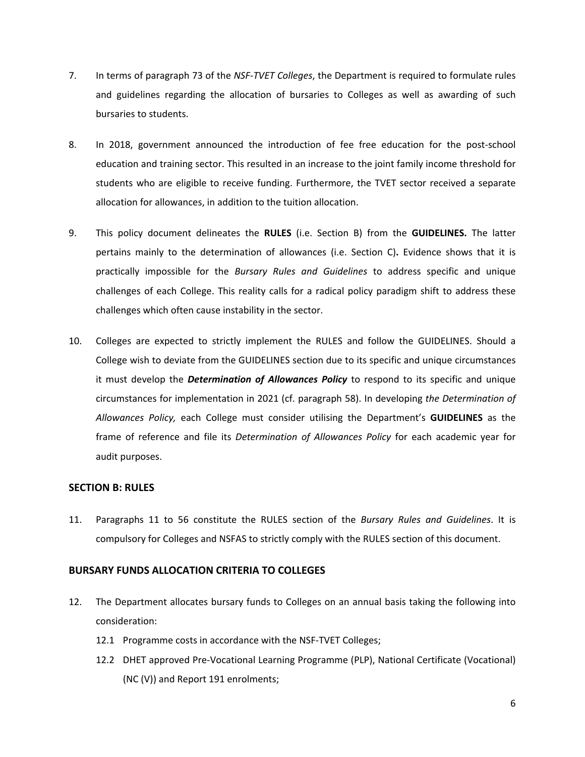7. In terms of paragraph 73 of the *NSF-TVET Colleges*, the Department is required to formulate rules and guidelines regarding the allocation of bursaries to Colleges as well as awarding of such bursaries to students.

8. In 2018, government announced the introduction of fee free education for the post-school education and training sector. This resulted in an increase to the joint family income threshold for students who are eligible to receive funding. Furthermore, the TVET sector received a separate allocation for allowances, in addition to the tuition allocation.

9. This policy document delineates the **RULES** (i.e. Section B) from the **GUIDELINES.** The latter pertains mainly to the determination of allowances (i.e. Section C)**.** Evidence shows that it is practically impossible for the *Bursary Rules and Guidelines* to address specific and unique challenges of each College. This reality calls for a radical policy paradigm shift to address these challenges which often cause instability in the sector.

10. Colleges are expected to strictly implement the RULES and follow the GUIDELINES. Should a College wish to deviate from the GUIDELINES section due to its specific and unique circumstances it must develop the ***Determination of Allowances Policy*** to respond to its specific and unique circumstances for implementation in 2021 (cf. paragraph 58). In developing *the Determination of Allowances Policy,* each College must consider utilising the Department's **GUIDELINES** as the frame of reference and file its *Determination of Allowances Policy* for each academic year for audit purposes.

## SECTION B: RULES

11. Paragraphs 11 to 56 constitute the RULES section of the *Bursary Rules and Guidelines*. It is compulsory for Colleges and NSFAS to strictly comply with the RULES section of this document.

## BURSARY FUNDS ALLOCATION CRITERIA TO COLLEGES

12. The Department allocates bursary funds to Colleges on an annual basis taking the following into consideration:
    - 12.1 Programme costs in accordance with the NSF-TVET Colleges;
    - 12.2 DHET approved Pre-Vocational Learning Programme (PLP), National Certificate (Vocational) (NC (V)) and Report 191 enrolments;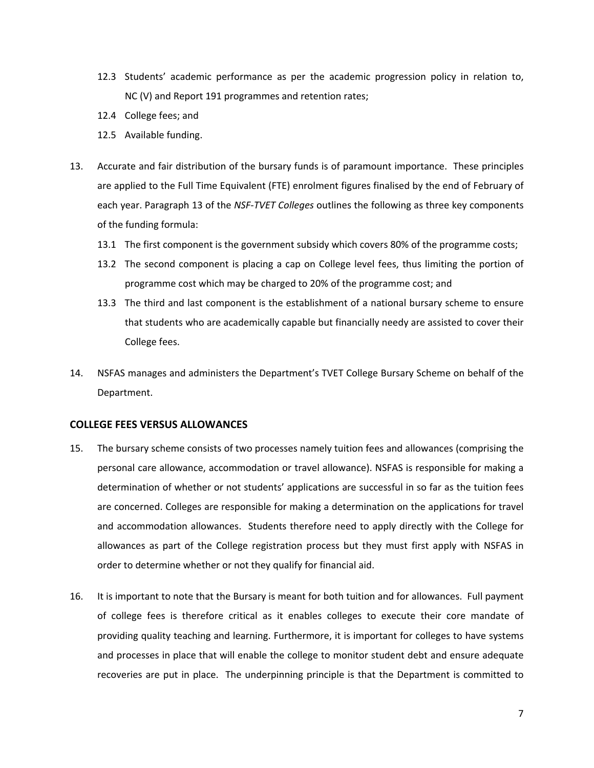12.3 Students' academic performance as per the academic progression policy in relation to, NC (V) and Report 191 programmes and retention rates;

12.4 College fees; and

12.5 Available funding.

13. Accurate and fair distribution of the bursary funds is of paramount importance. These principles are applied to the Full Time Equivalent (FTE) enrolment figures finalised by the end of February of each year. Paragraph 13 of the *NSF-TVET Colleges* outlines the following as three key components of the funding formula:

    13.1 The first component is the government subsidy which covers 80% of the programme costs;

    13.2 The second component is placing a cap on College level fees, thus limiting the portion of programme cost which may be charged to 20% of the programme cost; and

    13.3 The third and last component is the establishment of a national bursary scheme to ensure that students who are academically capable but financially needy are assisted to cover their College fees.

14. NSFAS manages and administers the Department's TVET College Bursary Scheme on behalf of the Department.

## COLLEGE FEES VERSUS ALLOWANCES

15. The bursary scheme consists of two processes namely tuition fees and allowances (comprising the personal care allowance, accommodation or travel allowance). NSFAS is responsible for making a determination of whether or not students' applications are successful in so far as the tuition fees are concerned. Colleges are responsible for making a determination on the applications for travel and accommodation allowances. Students therefore need to apply directly with the College for allowances as part of the College registration process but they must first apply with NSFAS in order to determine whether or not they qualify for financial aid.

16. It is important to note that the Bursary is meant for both tuition and for allowances. Full payment of college fees is therefore critical as it enables colleges to execute their core mandate of providing quality teaching and learning. Furthermore, it is important for colleges to have systems and processes in place that will enable the college to monitor student debt and ensure adequate recoveries are put in place. The underpinning principle is that the Department is committed to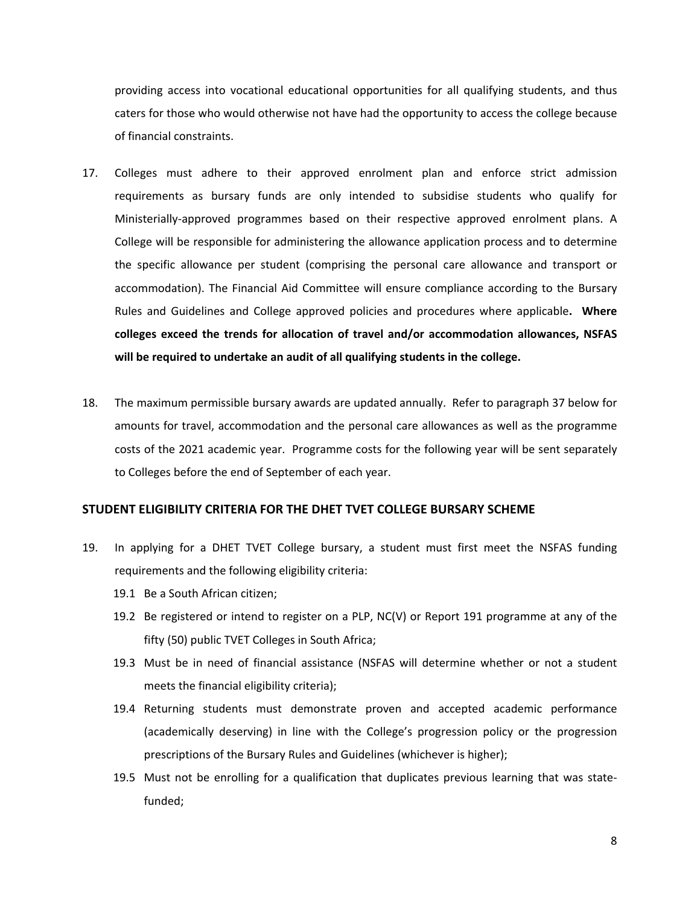providing access into vocational educational opportunities for all qualifying students, and thus caters for those who would otherwise not have had the opportunity to access the college because of financial constraints.

17. Colleges must adhere to their approved enrolment plan and enforce strict admission requirements as bursary funds are only intended to subsidise students who qualify for Ministerially-approved programmes based on their respective approved enrolment plans. A College will be responsible for administering the allowance application process and to determine the specific allowance per student (comprising the personal care allowance and transport or accommodation). The Financial Aid Committee will ensure compliance according to the Bursary Rules and Guidelines and College approved policies and procedures where applicable**. Where colleges exceed the trends for allocation of travel and/or accommodation allowances, NSFAS will be required to undertake an audit of all qualifying students in the college.**

18. The maximum permissible bursary awards are updated annually. Refer to paragraph 37 below for amounts for travel, accommodation and the personal care allowances as well as the programme costs of the 2021 academic year. Programme costs for the following year will be sent separately to Colleges before the end of September of each year.

## STUDENT ELIGIBILITY CRITERIA FOR THE DHET TVET COLLEGE BURSARY SCHEME

19. In applying for a DHET TVET College bursary, a student must first meet the NSFAS funding requirements and the following eligibility criteria:
    - 19.1 Be a South African citizen;
    - 19.2 Be registered or intend to register on a PLP, NC(V) or Report 191 programme at any of the fifty (50) public TVET Colleges in South Africa;
    - 19.3 Must be in need of financial assistance (NSFAS will determine whether or not a student meets the financial eligibility criteria);
    - 19.4 Returning students must demonstrate proven and accepted academic performance (academically deserving) in line with the College's progression policy or the progression prescriptions of the Bursary Rules and Guidelines (whichever is higher);
    - 19.5 Must not be enrolling for a qualification that duplicates previous learning that was state-funded;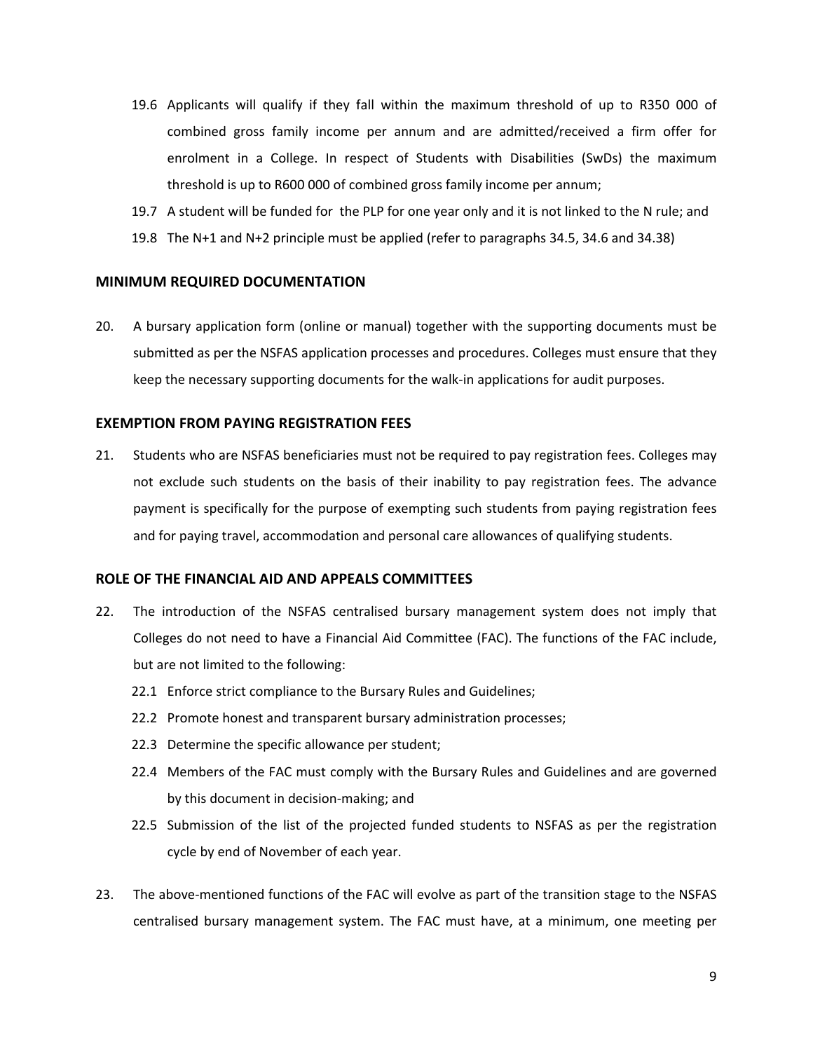19.6 Applicants will qualify if they fall within the maximum threshold of up to R350 000 of combined gross family income per annum and are admitted/received a firm offer for enrolment in a College. In respect of Students with Disabilities (SwDs) the maximum threshold is up to R600 000 of combined gross family income per annum;

19.7 A student will be funded for the PLP for one year only and it is not linked to the N rule; and

19.8 The N+1 and N+2 principle must be applied (refer to paragraphs 34.5, 34.6 and 34.38)

## MINIMUM REQUIRED DOCUMENTATION

20. A bursary application form (online or manual) together with the supporting documents must be submitted as per the NSFAS application processes and procedures. Colleges must ensure that they keep the necessary supporting documents for the walk-in applications for audit purposes.

## EXEMPTION FROM PAYING REGISTRATION FEES

21. Students who are NSFAS beneficiaries must not be required to pay registration fees. Colleges may not exclude such students on the basis of their inability to pay registration fees. The advance payment is specifically for the purpose of exempting such students from paying registration fees and for paying travel, accommodation and personal care allowances of qualifying students.

## ROLE OF THE FINANCIAL AID AND APPEALS COMMITTEES

22. The introduction of the NSFAS centralised bursary management system does not imply that Colleges do not need to have a Financial Aid Committee (FAC). The functions of the FAC include, but are not limited to the following:

    22.1 Enforce strict compliance to the Bursary Rules and Guidelines;

    22.2 Promote honest and transparent bursary administration processes;

    22.3 Determine the specific allowance per student;

    22.4 Members of the FAC must comply with the Bursary Rules and Guidelines and are governed by this document in decision-making; and

    22.5 Submission of the list of the projected funded students to NSFAS as per the registration cycle by end of November of each year.

23. The above-mentioned functions of the FAC will evolve as part of the transition stage to the NSFAS centralised bursary management system. The FAC must have, at a minimum, one meeting per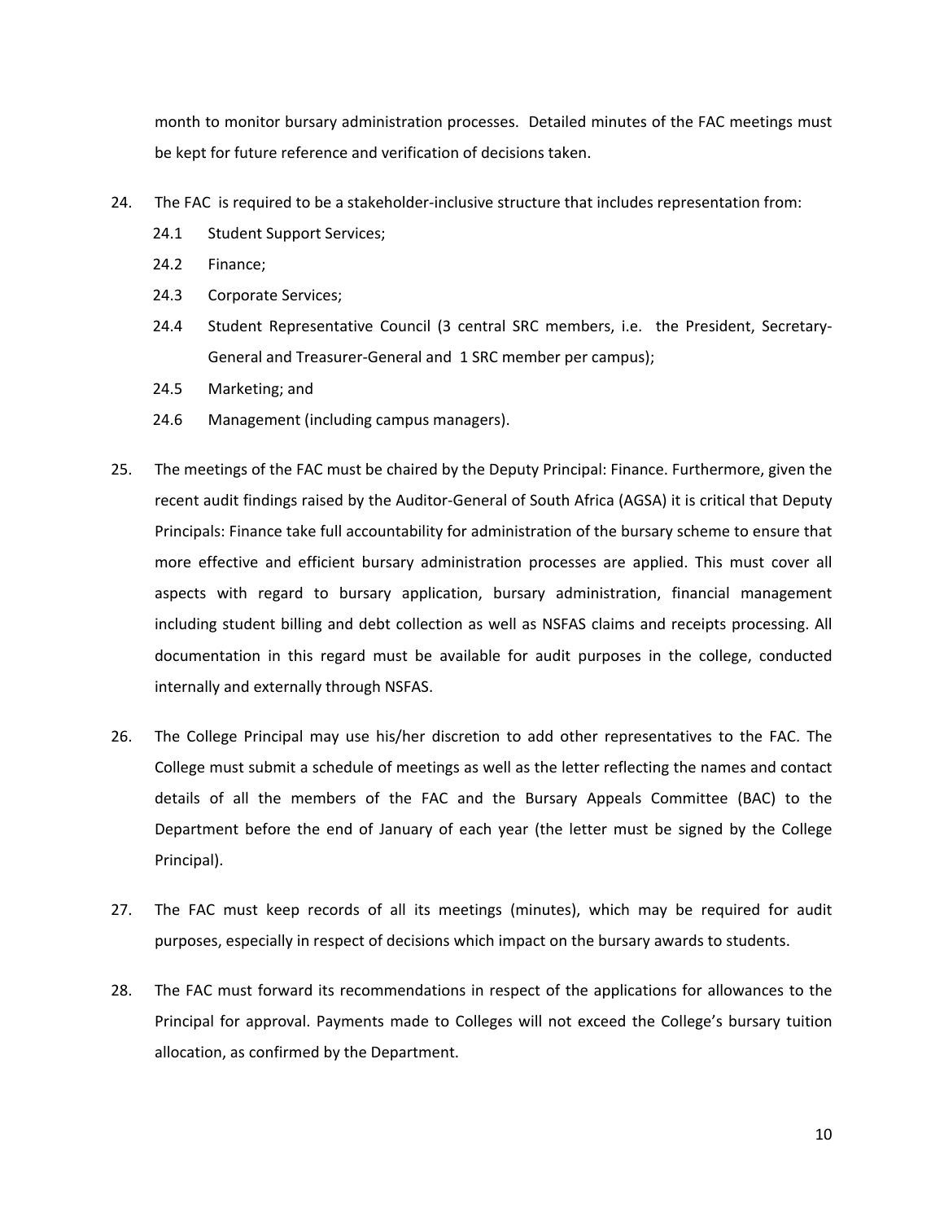month to monitor bursary administration processes. Detailed minutes of the FAC meetings must be kept for future reference and verification of decisions taken.

24. The FAC is required to be a stakeholder-inclusive structure that includes representation from:
    - 24.1 Student Support Services;
    - 24.2 Finance;
    - 24.3 Corporate Services;
    - 24.4 Student Representative Council (3 central SRC members, i.e. the President, Secretary-General and Treasurer-General and 1 SRC member per campus);
    - 24.5 Marketing; and
    - 24.6 Management (including campus managers).

25. The meetings of the FAC must be chaired by the Deputy Principal: Finance. Furthermore, given the recent audit findings raised by the Auditor-General of South Africa (AGSA) it is critical that Deputy Principals: Finance take full accountability for administration of the bursary scheme to ensure that more effective and efficient bursary administration processes are applied. This must cover all aspects with regard to bursary application, bursary administration, financial management including student billing and debt collection as well as NSFAS claims and receipts processing. All documentation in this regard must be available for audit purposes in the college, conducted internally and externally through NSFAS.

26. The College Principal may use his/her discretion to add other representatives to the FAC. The College must submit a schedule of meetings as well as the letter reflecting the names and contact details of all the members of the FAC and the Bursary Appeals Committee (BAC) to the Department before the end of January of each year (the letter must be signed by the College Principal).

27. The FAC must keep records of all its meetings (minutes), which may be required for audit purposes, especially in respect of decisions which impact on the bursary awards to students.

28. The FAC must forward its recommendations in respect of the applications for allowances to the Principal for approval. Payments made to Colleges will not exceed the College's bursary tuition allocation, as confirmed by the Department.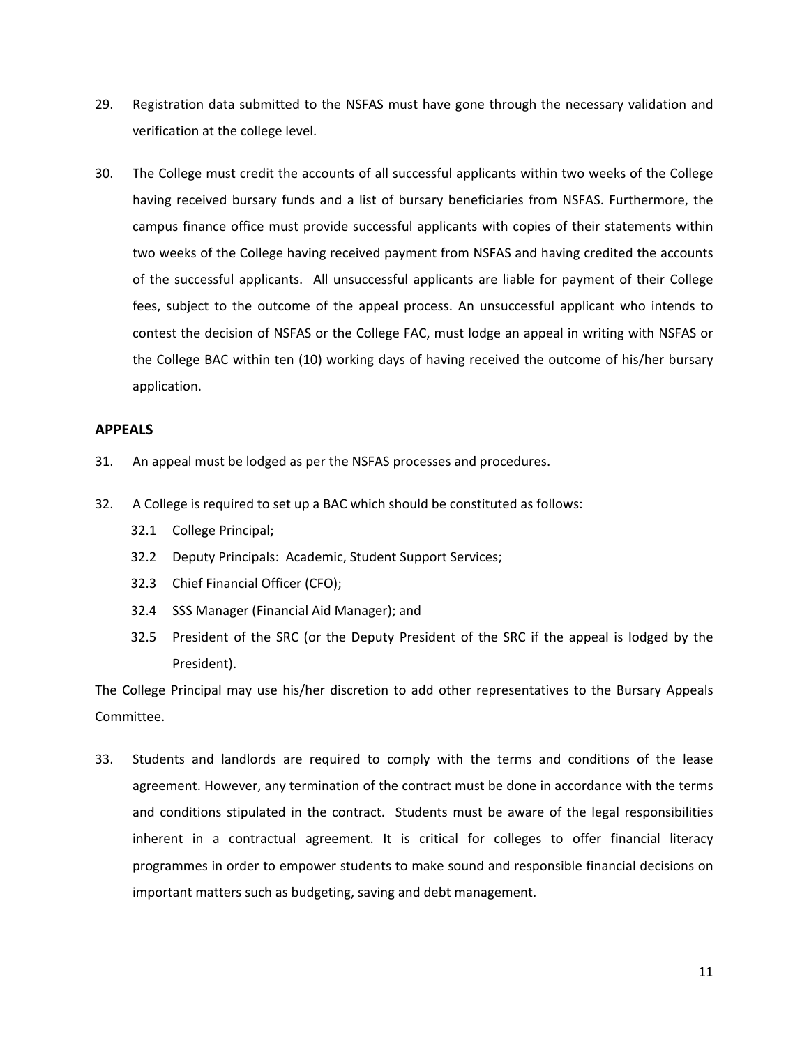29. Registration data submitted to the NSFAS must have gone through the necessary validation and verification at the college level.

30. The College must credit the accounts of all successful applicants within two weeks of the College having received bursary funds and a list of bursary beneficiaries from NSFAS. Furthermore, the campus finance office must provide successful applicants with copies of their statements within two weeks of the College having received payment from NSFAS and having credited the accounts of the successful applicants. All unsuccessful applicants are liable for payment of their College fees, subject to the outcome of the appeal process. An unsuccessful applicant who intends to contest the decision of NSFAS or the College FAC, must lodge an appeal in writing with NSFAS or the College BAC within ten (10) working days of having received the outcome of his/her bursary application.

## APPEALS

31. An appeal must be lodged as per the NSFAS processes and procedures.

32. A College is required to set up a BAC which should be constituted as follows:
    - 32.1 College Principal;
    - 32.2 Deputy Principals: Academic, Student Support Services;
    - 32.3 Chief Financial Officer (CFO);
    - 32.4 SSS Manager (Financial Aid Manager); and
    - 32.5 President of the SRC (or the Deputy President of the SRC if the appeal is lodged by the President).

The College Principal may use his/her discretion to add other representatives to the Bursary Appeals Committee.

33. Students and landlords are required to comply with the terms and conditions of the lease agreement. However, any termination of the contract must be done in accordance with the terms and conditions stipulated in the contract. Students must be aware of the legal responsibilities inherent in a contractual agreement. It is critical for colleges to offer financial literacy programmes in order to empower students to make sound and responsible financial decisions on important matters such as budgeting, saving and debt management.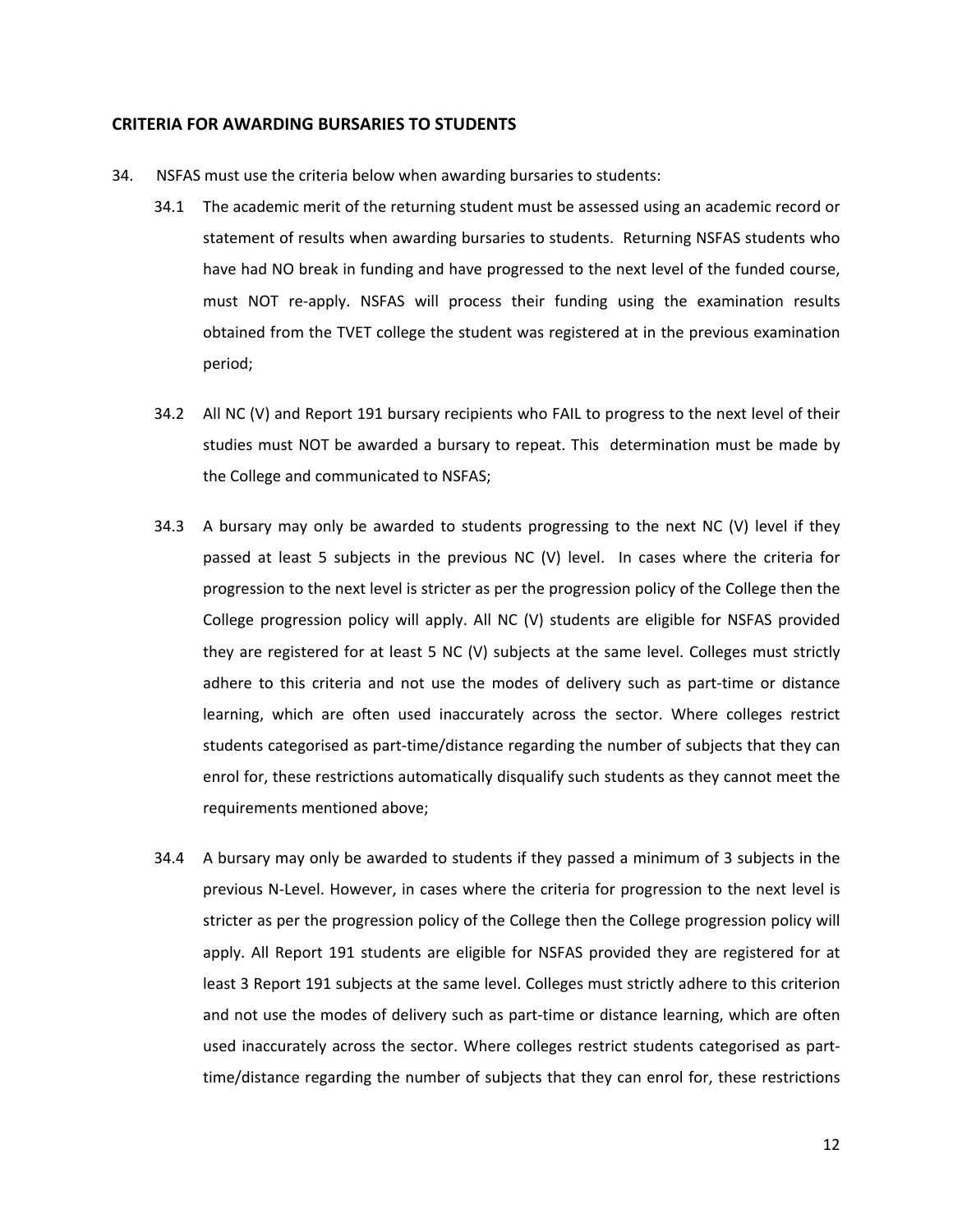## CRITERIA FOR AWARDING BURSARIES TO STUDENTS

34. NSFAS must use the criteria below when awarding bursaries to students:

    34.1 The academic merit of the returning student must be assessed using an academic record or statement of results when awarding bursaries to students. Returning NSFAS students who have had NO break in funding and have progressed to the next level of the funded course, must NOT re-apply. NSFAS will process their funding using the examination results obtained from the TVET college the student was registered at in the previous examination period;

    34.2 All NC (V) and Report 191 bursary recipients who FAIL to progress to the next level of their studies must NOT be awarded a bursary to repeat. This determination must be made by the College and communicated to NSFAS;

    34.3 A bursary may only be awarded to students progressing to the next NC (V) level if they passed at least 5 subjects in the previous NC (V) level. In cases where the criteria for progression to the next level is stricter as per the progression policy of the College then the College progression policy will apply. All NC (V) students are eligible for NSFAS provided they are registered for at least 5 NC (V) subjects at the same level. Colleges must strictly adhere to this criteria and not use the modes of delivery such as part-time or distance learning, which are often used inaccurately across the sector. Where colleges restrict students categorised as part-time/distance regarding the number of subjects that they can enrol for, these restrictions automatically disqualify such students as they cannot meet the requirements mentioned above;

    34.4 A bursary may only be awarded to students if they passed a minimum of 3 subjects in the previous N-Level. However, in cases where the criteria for progression to the next level is stricter as per the progression policy of the College then the College progression policy will apply. All Report 191 students are eligible for NSFAS provided they are registered for at least 3 Report 191 subjects at the same level. Colleges must strictly adhere to this criterion and not use the modes of delivery such as part-time or distance learning, which are often used inaccurately across the sector. Where colleges restrict students categorised as part-time/distance regarding the number of subjects that they can enrol for, these restrictions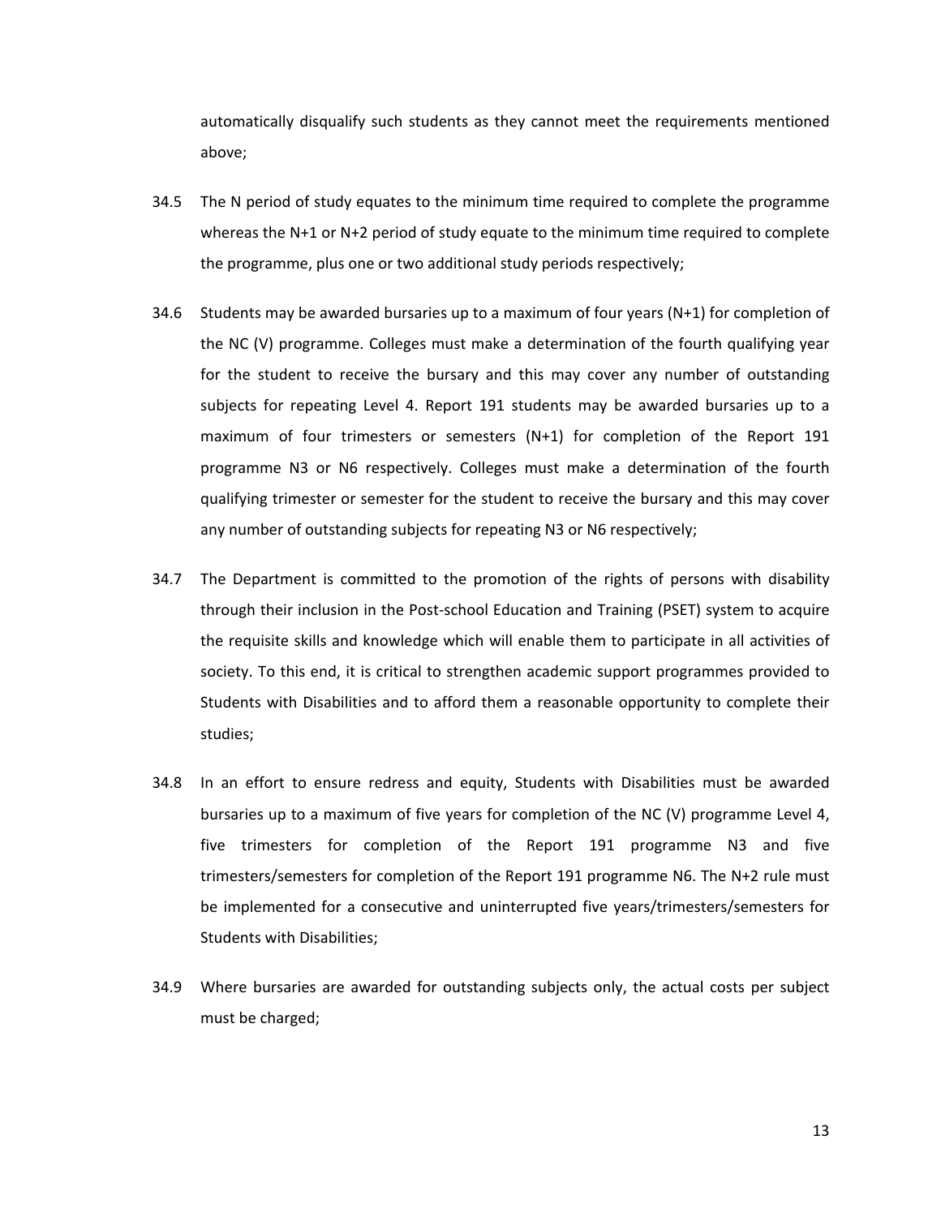automatically disqualify such students as they cannot meet the requirements mentioned above;

34.5 The N period of study equates to the minimum time required to complete the programme whereas the N+1 or N+2 period of study equate to the minimum time required to complete the programme, plus one or two additional study periods respectively;

34.6 Students may be awarded bursaries up to a maximum of four years (N+1) for completion of the NC (V) programme. Colleges must make a determination of the fourth qualifying year for the student to receive the bursary and this may cover any number of outstanding subjects for repeating Level 4. Report 191 students may be awarded bursaries up to a maximum of four trimesters or semesters (N+1) for completion of the Report 191 programme N3 or N6 respectively. Colleges must make a determination of the fourth qualifying trimester or semester for the student to receive the bursary and this may cover any number of outstanding subjects for repeating N3 or N6 respectively;

34.7 The Department is committed to the promotion of the rights of persons with disability through their inclusion in the Post-school Education and Training (PSET) system to acquire the requisite skills and knowledge which will enable them to participate in all activities of society. To this end, it is critical to strengthen academic support programmes provided to Students with Disabilities and to afford them a reasonable opportunity to complete their studies;

34.8 In an effort to ensure redress and equity, Students with Disabilities must be awarded bursaries up to a maximum of five years for completion of the NC (V) programme Level 4, five trimesters for completion of the Report 191 programme N3 and five trimesters/semesters for completion of the Report 191 programme N6. The N+2 rule must be implemented for a consecutive and uninterrupted five years/trimesters/semesters for Students with Disabilities;

34.9 Where bursaries are awarded for outstanding subjects only, the actual costs per subject must be charged;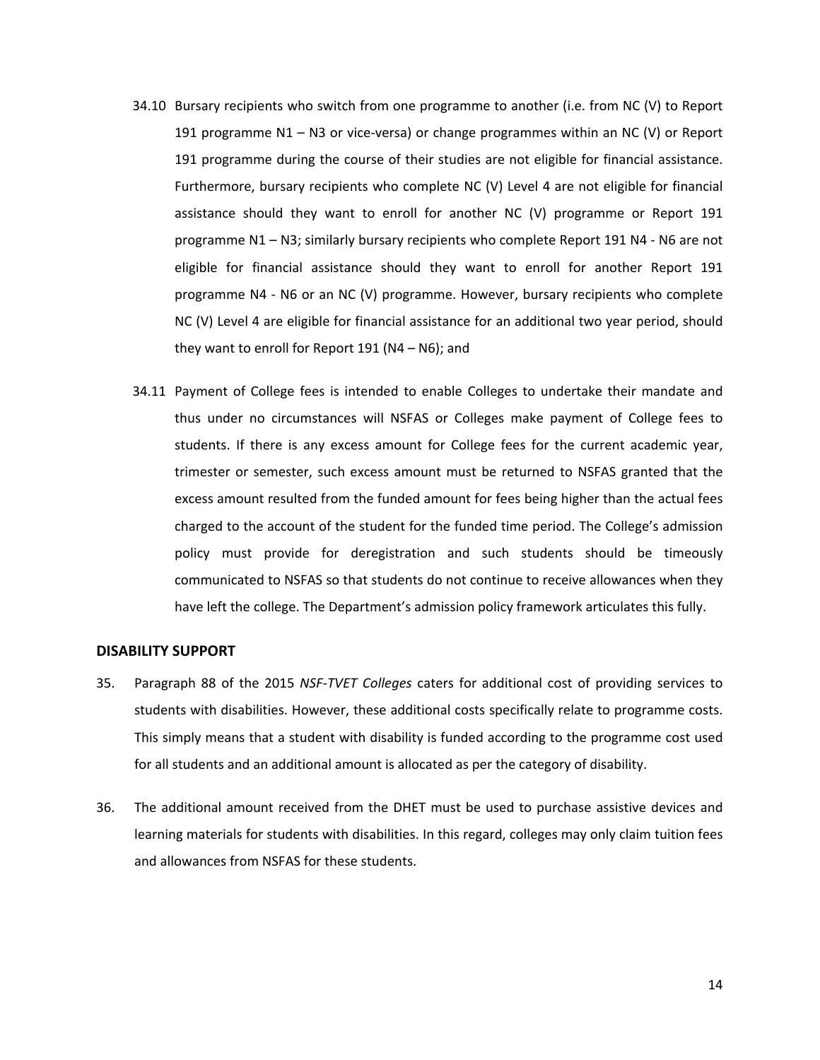34.10 Bursary recipients who switch from one programme to another (i.e. from NC (V) to Report 191 programme N1 – N3 or vice-versa) or change programmes within an NC (V) or Report 191 programme during the course of their studies are not eligible for financial assistance. Furthermore, bursary recipients who complete NC (V) Level 4 are not eligible for financial assistance should they want to enroll for another NC (V) programme or Report 191 programme N1 – N3; similarly bursary recipients who complete Report 191 N4 - N6 are not eligible for financial assistance should they want to enroll for another Report 191 programme N4 - N6 or an NC (V) programme. However, bursary recipients who complete NC (V) Level 4 are eligible for financial assistance for an additional two year period, should they want to enroll for Report 191 (N4 – N6); and

34.11 Payment of College fees is intended to enable Colleges to undertake their mandate and thus under no circumstances will NSFAS or Colleges make payment of College fees to students. If there is any excess amount for College fees for the current academic year, trimester or semester, such excess amount must be returned to NSFAS granted that the excess amount resulted from the funded amount for fees being higher than the actual fees charged to the account of the student for the funded time period. The College's admission policy must provide for deregistration and such students should be timeously communicated to NSFAS so that students do not continue to receive allowances when they have left the college. The Department's admission policy framework articulates this fully.

## DISABILITY SUPPORT

35. Paragraph 88 of the 2015 *NSF-TVET Colleges* caters for additional cost of providing services to students with disabilities. However, these additional costs specifically relate to programme costs. This simply means that a student with disability is funded according to the programme cost used for all students and an additional amount is allocated as per the category of disability.

36. The additional amount received from the DHET must be used to purchase assistive devices and learning materials for students with disabilities. In this regard, colleges may only claim tuition fees and allowances from NSFAS for these students.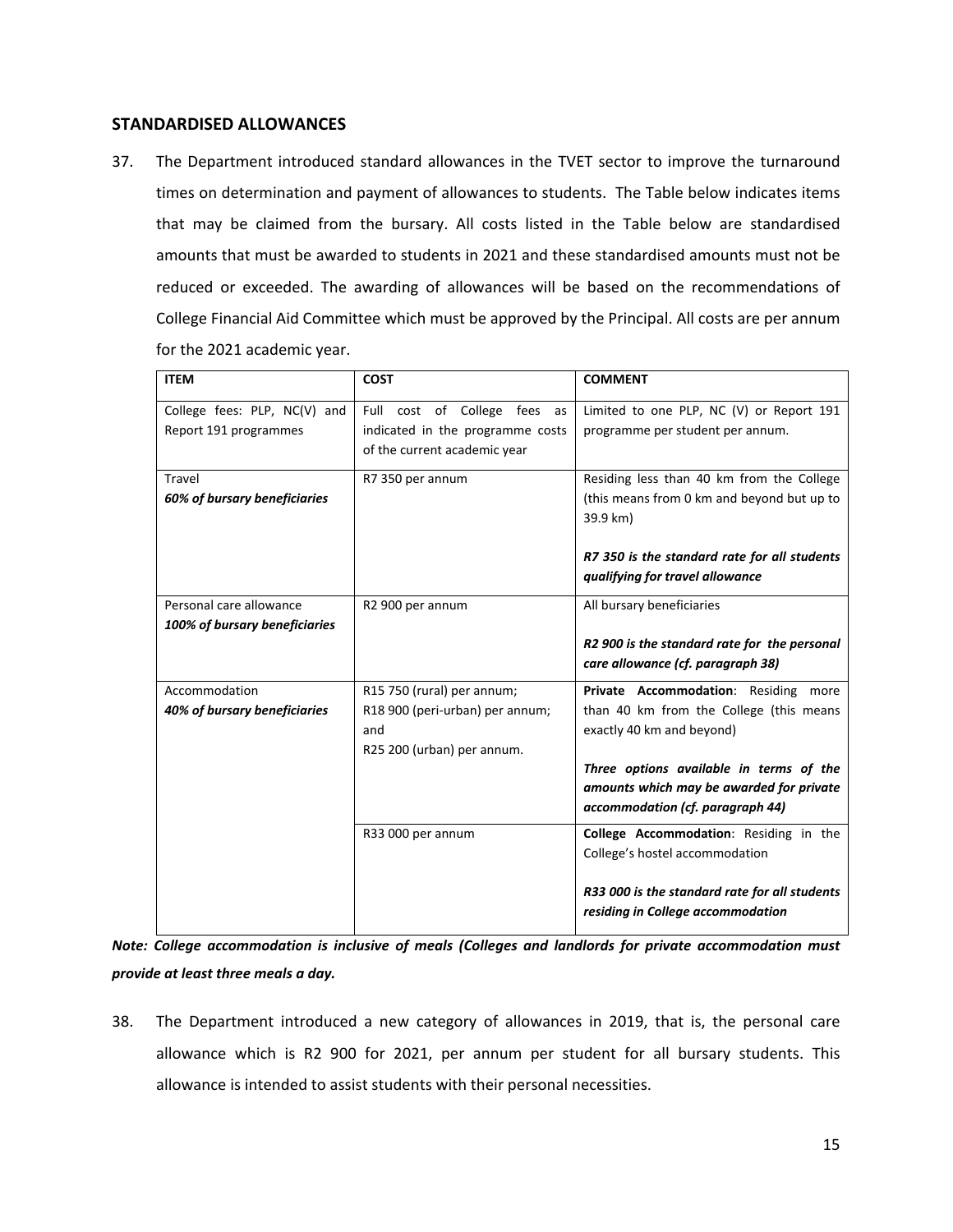## STANDARDISED ALLOWANCES

37. The Department introduced standard allowances in the TVET sector to improve the turnaround times on determination and payment of allowances to students. The Table below indicates items that may be claimed from the bursary. All costs listed in the Table below are standardised amounts that must be awarded to students in 2021 and these standardised amounts must not be reduced or exceeded. The awarding of allowances will be based on the recommendations of College Financial Aid Committee which must be approved by the Principal. All costs are per annum for the 2021 academic year.

| ITEM | COST | COMMENT |
|---|---|---|
| College fees: PLP, NC(V) and Report 191 programmes | Full cost of College fees as indicated in the programme costs of the current academic year | Limited to one PLP, NC (V) or Report 191 programme per student per annum. |
| Travel<br>***60% of bursary beneficiaries*** | R7 350 per annum | Residing less than 40 km from the College (this means from 0 km and beyond but up to 39.9 km)<br><br>***R7 350 is the standard rate for all students qualifying for travel allowance*** |
| Personal care allowance<br>***100% of bursary beneficiaries*** | R2 900 per annum | All bursary beneficiaries<br><br>***R2 900 is the standard rate for the personal care allowance (cf. paragraph 38)*** |
| Accommodation<br>***40% of bursary beneficiaries*** | R15 750 (rural) per annum;<br>R18 900 (peri-urban) per annum;<br>and<br>R25 200 (urban) per annum. | **Private Accommodation**: Residing more than 40 km from the College (this means exactly 40 km and beyond)<br><br>***Three options available in terms of the amounts which may be awarded for private accommodation (cf. paragraph 44)*** |
| | R33 000 per annum | **College Accommodation**: Residing in the College's hostel accommodation<br><br>***R33 000 is the standard rate for all students residing in College accommodation*** |

***Note: College accommodation is inclusive of meals (Colleges and landlords for private accommodation must provide at least three meals a day.***

38. The Department introduced a new category of allowances in 2019, that is, the personal care allowance which is R2 900 for 2021, per annum per student for all bursary students. This allowance is intended to assist students with their personal necessities.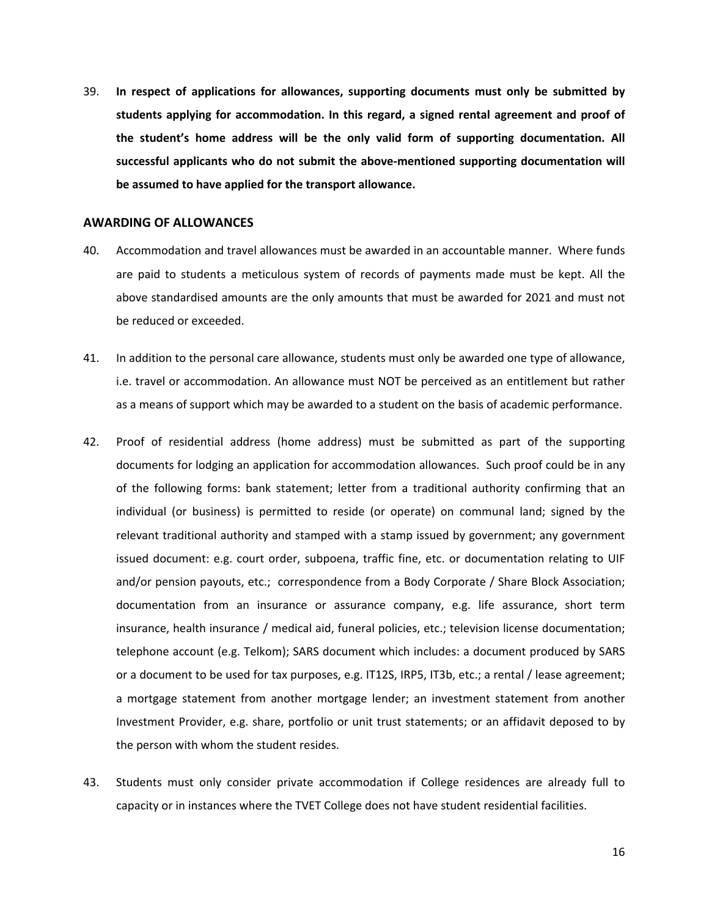39. **In respect of applications for allowances, supporting documents must only be submitted by students applying for accommodation. In this regard, a signed rental agreement and proof of the student's home address will be the only valid form of supporting documentation. All successful applicants who do not submit the above-mentioned supporting documentation will be assumed to have applied for the transport allowance.**

## AWARDING OF ALLOWANCES

40. Accommodation and travel allowances must be awarded in an accountable manner. Where funds are paid to students a meticulous system of records of payments made must be kept. All the above standardised amounts are the only amounts that must be awarded for 2021 and must not be reduced or exceeded.

41. In addition to the personal care allowance, students must only be awarded one type of allowance, i.e. travel or accommodation. An allowance must NOT be perceived as an entitlement but rather as a means of support which may be awarded to a student on the basis of academic performance.

42. Proof of residential address (home address) must be submitted as part of the supporting documents for lodging an application for accommodation allowances. Such proof could be in any of the following forms: bank statement; letter from a traditional authority confirming that an individual (or business) is permitted to reside (or operate) on communal land; signed by the relevant traditional authority and stamped with a stamp issued by government; any government issued document: e.g. court order, subpoena, traffic fine, etc. or documentation relating to UIF and/or pension payouts, etc.; correspondence from a Body Corporate / Share Block Association; documentation from an insurance or assurance company, e.g. life assurance, short term insurance, health insurance / medical aid, funeral policies, etc.; television license documentation; telephone account (e.g. Telkom); SARS document which includes: a document produced by SARS or a document to be used for tax purposes, e.g. IT12S, IRP5, IT3b, etc.; a rental / lease agreement; a mortgage statement from another mortgage lender; an investment statement from another Investment Provider, e.g. share, portfolio or unit trust statements; or an affidavit deposed to by the person with whom the student resides.

43. Students must only consider private accommodation if College residences are already full to capacity or in instances where the TVET College does not have student residential facilities.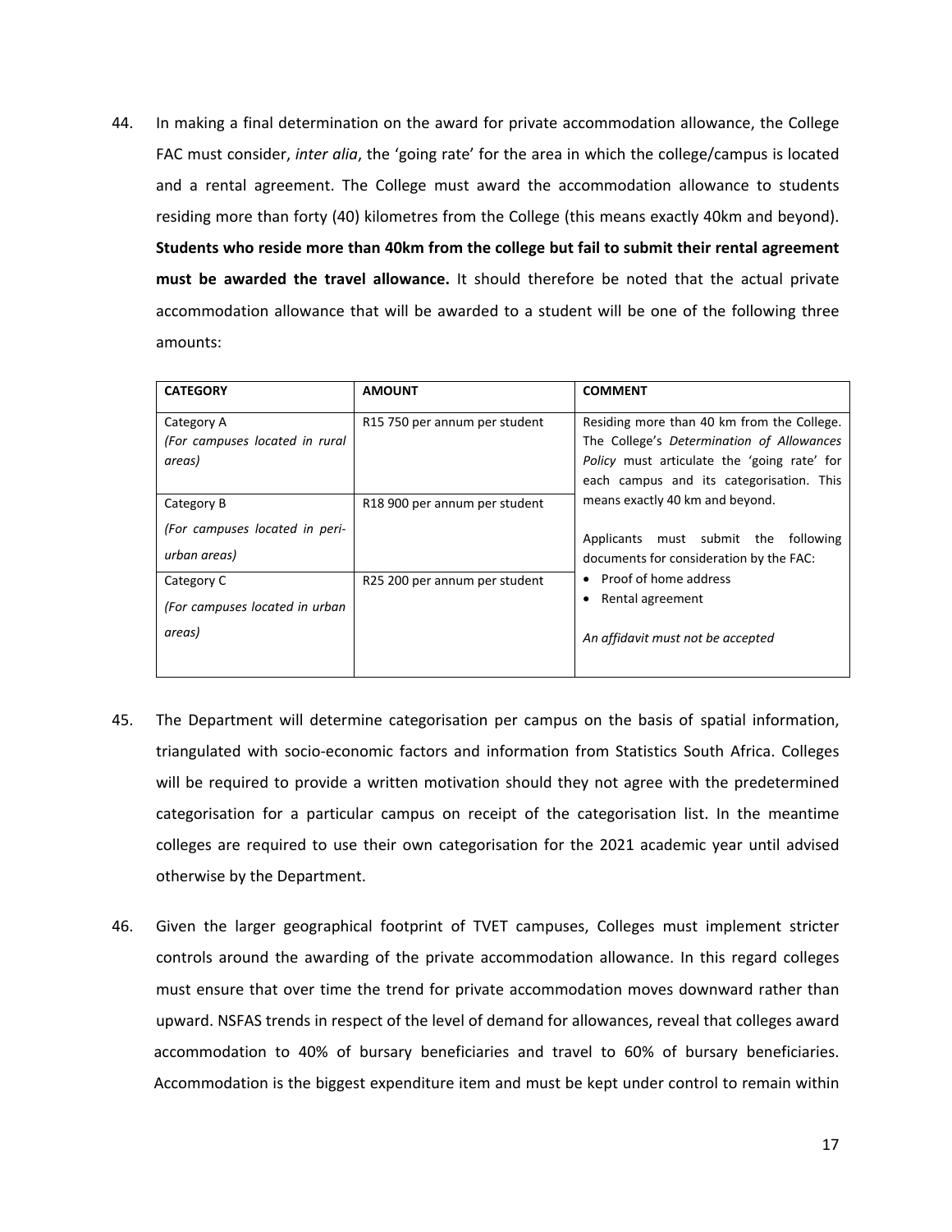44. In making a final determination on the award for private accommodation allowance, the College FAC must consider, *inter alia*, the 'going rate' for the area in which the college/campus is located and a rental agreement. The College must award the accommodation allowance to students residing more than forty (40) kilometres from the College (this means exactly 40km and beyond). **Students who reside more than 40km from the college but fail to submit their rental agreement must be awarded the travel allowance.** It should therefore be noted that the actual private accommodation allowance that will be awarded to a student will be one of the following three amounts:

| CATEGORY | AMOUNT | COMMENT |
|---|---|---|
| Category A *(For campuses located in rural areas)* | R15 750 per annum per student | Residing more than 40 km from the College. The College's *Determination of Allowances Policy* must articulate the 'going rate' for each campus and its categorisation. This means exactly 40 km and beyond. Applicants must submit the following documents for consideration by the FAC: • Proof of home address • Rental agreement *An affidavit must not be accepted* |
| Category B *(For campuses located in peri-urban areas)* | R18 900 per annum per student | |
| Category C *(For campuses located in urban areas)* | R25 200 per annum per student | |

45. The Department will determine categorisation per campus on the basis of spatial information, triangulated with socio-economic factors and information from Statistics South Africa. Colleges will be required to provide a written motivation should they not agree with the predetermined categorisation for a particular campus on receipt of the categorisation list. In the meantime colleges are required to use their own categorisation for the 2021 academic year until advised otherwise by the Department.

46. Given the larger geographical footprint of TVET campuses, Colleges must implement stricter controls around the awarding of the private accommodation allowance. In this regard colleges must ensure that over time the trend for private accommodation moves downward rather than upward. NSFAS trends in respect of the level of demand for allowances, reveal that colleges award accommodation to 40% of bursary beneficiaries and travel to 60% of bursary beneficiaries. Accommodation is the biggest expenditure item and must be kept under control to remain within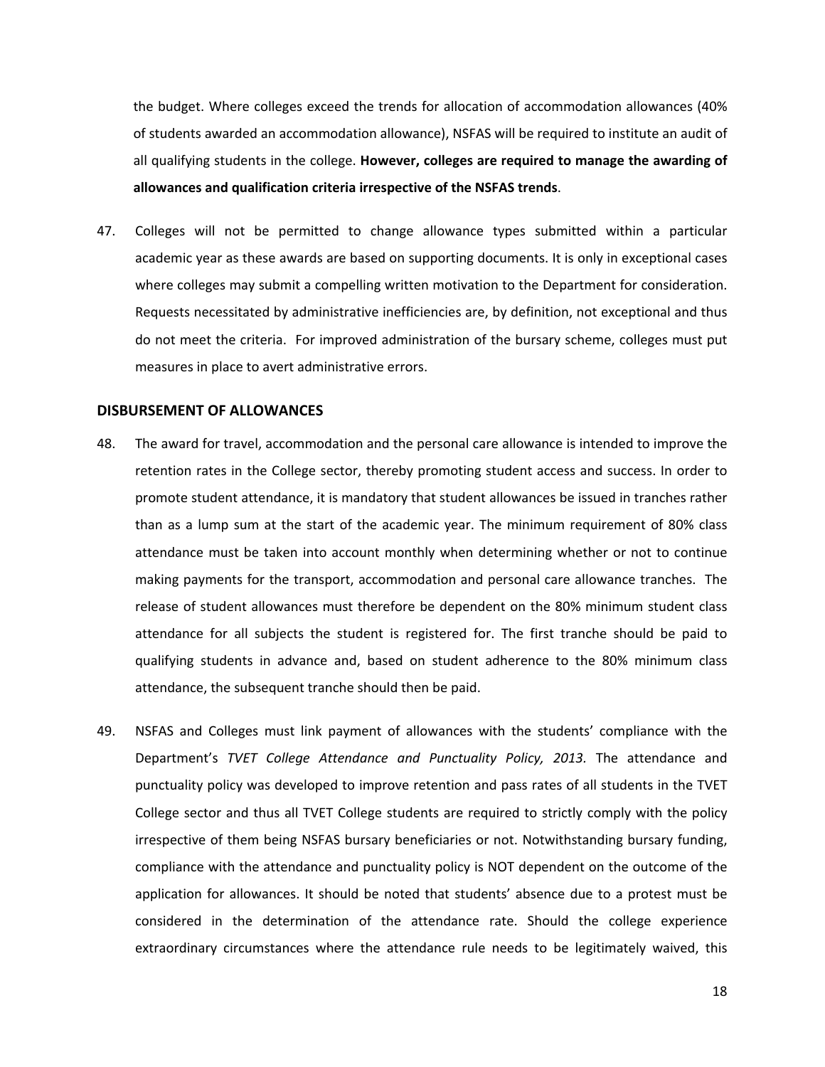the budget. Where colleges exceed the trends for allocation of accommodation allowances (40% of students awarded an accommodation allowance), NSFAS will be required to institute an audit of all qualifying students in the college. **However, colleges are required to manage the awarding of allowances and qualification criteria irrespective of the NSFAS trends**.

47. Colleges will not be permitted to change allowance types submitted within a particular academic year as these awards are based on supporting documents. It is only in exceptional cases where colleges may submit a compelling written motivation to the Department for consideration. Requests necessitated by administrative inefficiencies are, by definition, not exceptional and thus do not meet the criteria. For improved administration of the bursary scheme, colleges must put measures in place to avert administrative errors.

## DISBURSEMENT OF ALLOWANCES

48. The award for travel, accommodation and the personal care allowance is intended to improve the retention rates in the College sector, thereby promoting student access and success. In order to promote student attendance, it is mandatory that student allowances be issued in tranches rather than as a lump sum at the start of the academic year. The minimum requirement of 80% class attendance must be taken into account monthly when determining whether or not to continue making payments for the transport, accommodation and personal care allowance tranches. The release of student allowances must therefore be dependent on the 80% minimum student class attendance for all subjects the student is registered for. The first tranche should be paid to qualifying students in advance and, based on student adherence to the 80% minimum class attendance, the subsequent tranche should then be paid.

49. NSFAS and Colleges must link payment of allowances with the students' compliance with the Department's *TVET College Attendance and Punctuality Policy, 2013.* The attendance and punctuality policy was developed to improve retention and pass rates of all students in the TVET College sector and thus all TVET College students are required to strictly comply with the policy irrespective of them being NSFAS bursary beneficiaries or not. Notwithstanding bursary funding, compliance with the attendance and punctuality policy is NOT dependent on the outcome of the application for allowances. It should be noted that students' absence due to a protest must be considered in the determination of the attendance rate. Should the college experience extraordinary circumstances where the attendance rule needs to be legitimately waived, this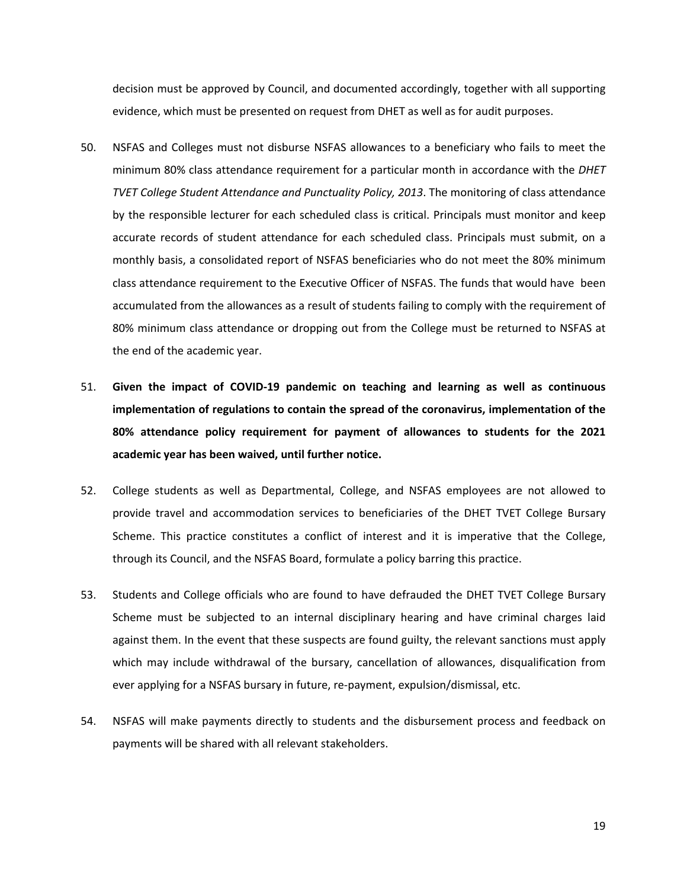decision must be approved by Council, and documented accordingly, together with all supporting evidence, which must be presented on request from DHET as well as for audit purposes.

50. NSFAS and Colleges must not disburse NSFAS allowances to a beneficiary who fails to meet the minimum 80% class attendance requirement for a particular month in accordance with the *DHET TVET College Student Attendance and Punctuality Policy, 2013*. The monitoring of class attendance by the responsible lecturer for each scheduled class is critical. Principals must monitor and keep accurate records of student attendance for each scheduled class. Principals must submit, on a monthly basis, a consolidated report of NSFAS beneficiaries who do not meet the 80% minimum class attendance requirement to the Executive Officer of NSFAS. The funds that would have been accumulated from the allowances as a result of students failing to comply with the requirement of 80% minimum class attendance or dropping out from the College must be returned to NSFAS at the end of the academic year.

51. **Given the impact of COVID-19 pandemic on teaching and learning as well as continuous implementation of regulations to contain the spread of the coronavirus, implementation of the 80% attendance policy requirement for payment of allowances to students for the 2021 academic year has been waived, until further notice.**

52. College students as well as Departmental, College, and NSFAS employees are not allowed to provide travel and accommodation services to beneficiaries of the DHET TVET College Bursary Scheme. This practice constitutes a conflict of interest and it is imperative that the College, through its Council, and the NSFAS Board, formulate a policy barring this practice.

53. Students and College officials who are found to have defrauded the DHET TVET College Bursary Scheme must be subjected to an internal disciplinary hearing and have criminal charges laid against them. In the event that these suspects are found guilty, the relevant sanctions must apply which may include withdrawal of the bursary, cancellation of allowances, disqualification from ever applying for a NSFAS bursary in future, re-payment, expulsion/dismissal, etc.

54. NSFAS will make payments directly to students and the disbursement process and feedback on payments will be shared with all relevant stakeholders.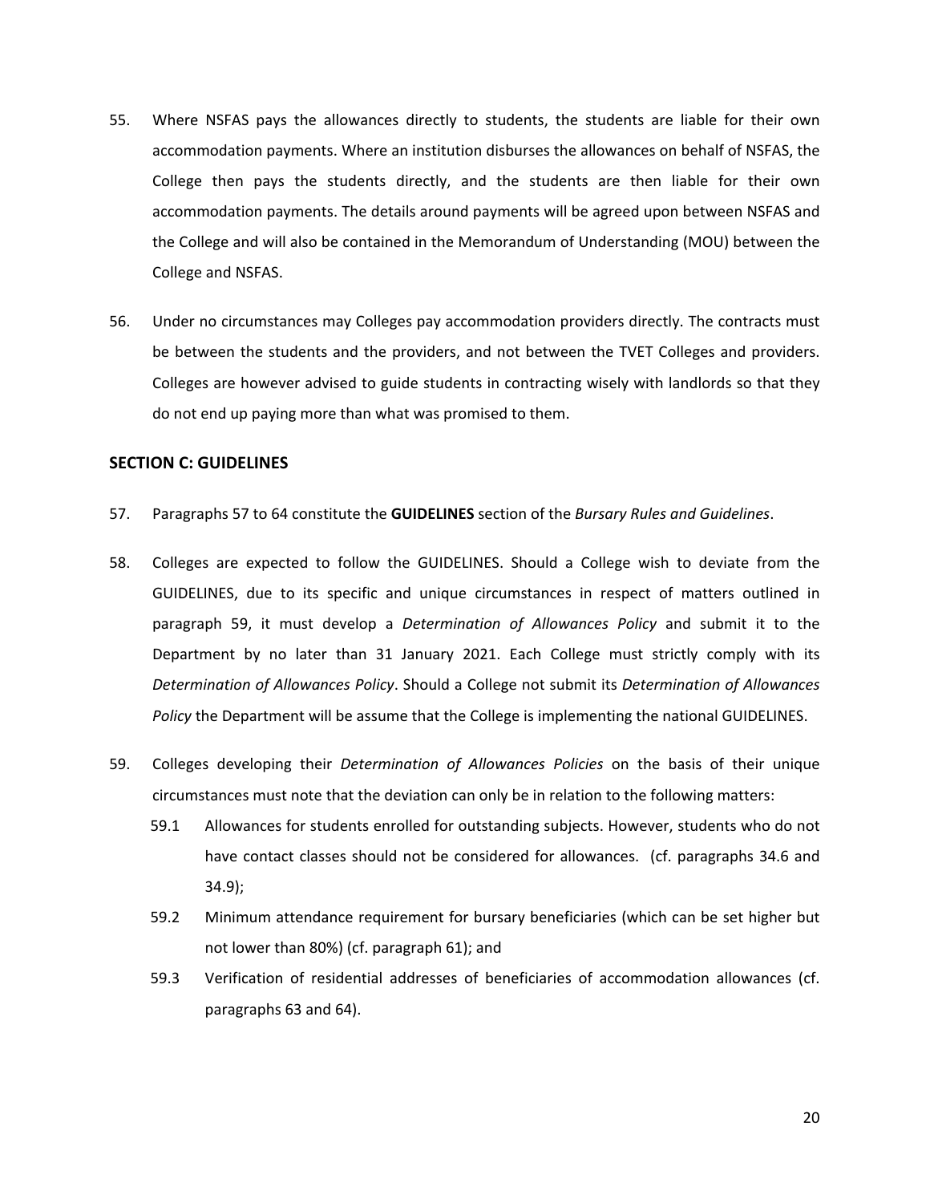55. Where NSFAS pays the allowances directly to students, the students are liable for their own accommodation payments. Where an institution disburses the allowances on behalf of NSFAS, the College then pays the students directly, and the students are then liable for their own accommodation payments. The details around payments will be agreed upon between NSFAS and the College and will also be contained in the Memorandum of Understanding (MOU) between the College and NSFAS.

56. Under no circumstances may Colleges pay accommodation providers directly. The contracts must be between the students and the providers, and not between the TVET Colleges and providers. Colleges are however advised to guide students in contracting wisely with landlords so that they do not end up paying more than what was promised to them.

## SECTION C: GUIDELINES

57. Paragraphs 57 to 64 constitute the **GUIDELINES** section of the *Bursary Rules and Guidelines*.

58. Colleges are expected to follow the GUIDELINES. Should a College wish to deviate from the GUIDELINES, due to its specific and unique circumstances in respect of matters outlined in paragraph 59, it must develop a *Determination of Allowances Policy* and submit it to the Department by no later than 31 January 2021. Each College must strictly comply with its *Determination of Allowances Policy*. Should a College not submit its *Determination of Allowances Policy* the Department will be assume that the College is implementing the national GUIDELINES.

59. Colleges developing their *Determination of Allowances Policies* on the basis of their unique circumstances must note that the deviation can only be in relation to the following matters:

    59.1 Allowances for students enrolled for outstanding subjects. However, students who do not have contact classes should not be considered for allowances. (cf. paragraphs 34.6 and 34.9);

    59.2 Minimum attendance requirement for bursary beneficiaries (which can be set higher but not lower than 80%) (cf. paragraph 61); and

    59.3 Verification of residential addresses of beneficiaries of accommodation allowances (cf. paragraphs 63 and 64).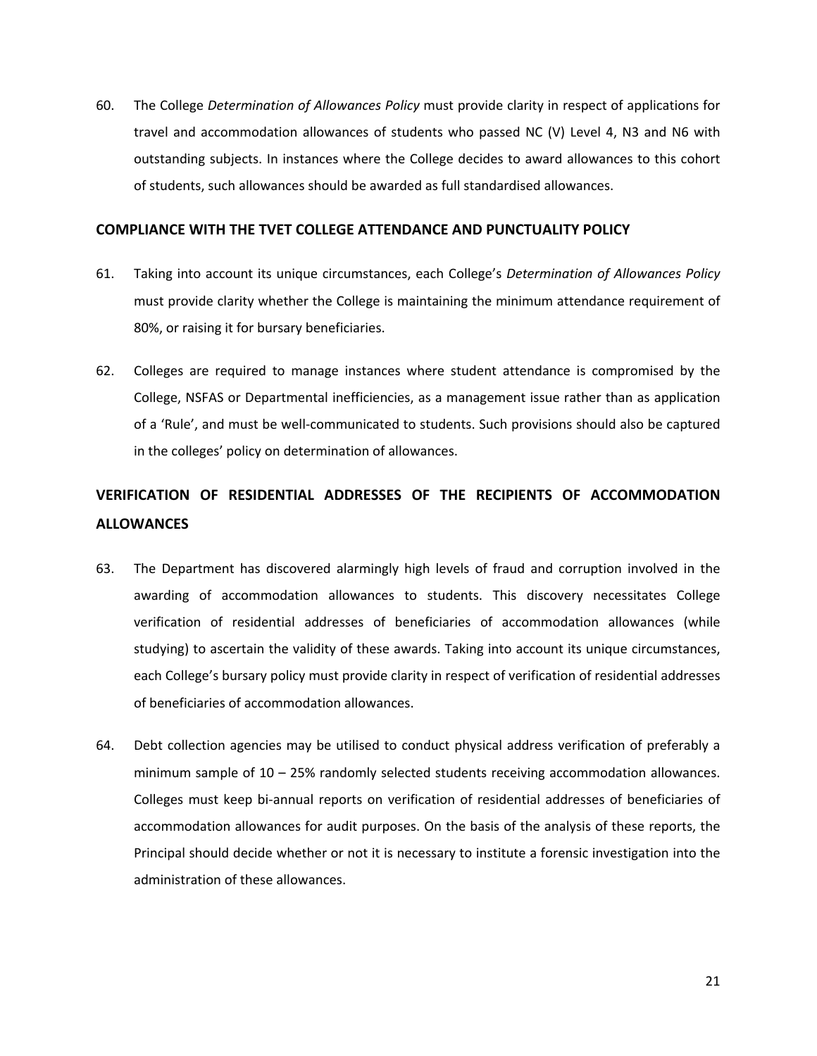60. The College *Determination of Allowances Policy* must provide clarity in respect of applications for travel and accommodation allowances of students who passed NC (V) Level 4, N3 and N6 with outstanding subjects. In instances where the College decides to award allowances to this cohort of students, such allowances should be awarded as full standardised allowances.

## COMPLIANCE WITH THE TVET COLLEGE ATTENDANCE AND PUNCTUALITY POLICY

61. Taking into account its unique circumstances, each College's *Determination of Allowances Policy* must provide clarity whether the College is maintaining the minimum attendance requirement of 80%, or raising it for bursary beneficiaries.

62. Colleges are required to manage instances where student attendance is compromised by the College, NSFAS or Departmental inefficiencies, as a management issue rather than as application of a 'Rule', and must be well-communicated to students. Such provisions should also be captured in the colleges' policy on determination of allowances.

## VERIFICATION OF RESIDENTIAL ADDRESSES OF THE RECIPIENTS OF ACCOMMODATION ALLOWANCES

63. The Department has discovered alarmingly high levels of fraud and corruption involved in the awarding of accommodation allowances to students. This discovery necessitates College verification of residential addresses of beneficiaries of accommodation allowances (while studying) to ascertain the validity of these awards. Taking into account its unique circumstances, each College's bursary policy must provide clarity in respect of verification of residential addresses of beneficiaries of accommodation allowances.

64. Debt collection agencies may be utilised to conduct physical address verification of preferably a minimum sample of 10 – 25% randomly selected students receiving accommodation allowances. Colleges must keep bi-annual reports on verification of residential addresses of beneficiaries of accommodation allowances for audit purposes. On the basis of the analysis of these reports, the Principal should decide whether or not it is necessary to institute a forensic investigation into the administration of these allowances.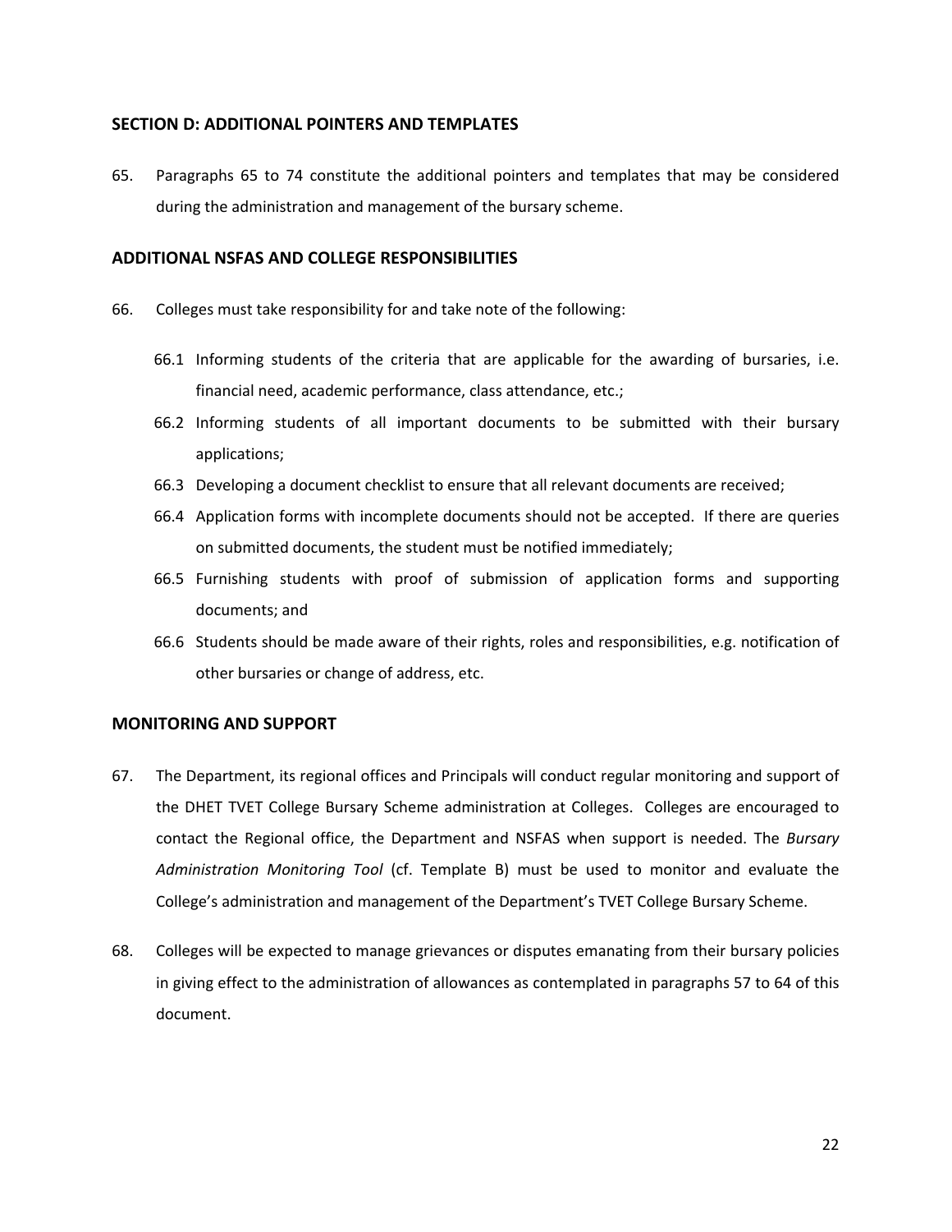## SECTION D: ADDITIONAL POINTERS AND TEMPLATES

65. Paragraphs 65 to 74 constitute the additional pointers and templates that may be considered during the administration and management of the bursary scheme.

### ADDITIONAL NSFAS AND COLLEGE RESPONSIBILITIES

66. Colleges must take responsibility for and take note of the following:

    66.1 Informing students of the criteria that are applicable for the awarding of bursaries, i.e. financial need, academic performance, class attendance, etc.;

    66.2 Informing students of all important documents to be submitted with their bursary applications;

    66.3 Developing a document checklist to ensure that all relevant documents are received;

    66.4 Application forms with incomplete documents should not be accepted. If there are queries on submitted documents, the student must be notified immediately;

    66.5 Furnishing students with proof of submission of application forms and supporting documents; and

    66.6 Students should be made aware of their rights, roles and responsibilities, e.g. notification of other bursaries or change of address, etc.

### MONITORING AND SUPPORT

67. The Department, its regional offices and Principals will conduct regular monitoring and support of the DHET TVET College Bursary Scheme administration at Colleges. Colleges are encouraged to contact the Regional office, the Department and NSFAS when support is needed. The *Bursary Administration Monitoring Tool* (cf. Template B) must be used to monitor and evaluate the College's administration and management of the Department's TVET College Bursary Scheme.

68. Colleges will be expected to manage grievances or disputes emanating from their bursary policies in giving effect to the administration of allowances as contemplated in paragraphs 57 to 64 of this document.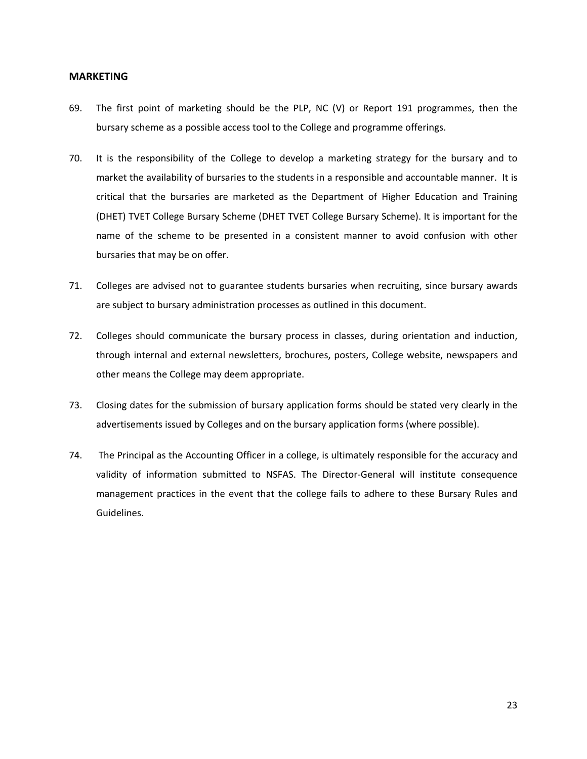**MARKETING**

69. The first point of marketing should be the PLP, NC (V) or Report 191 programmes, then the bursary scheme as a possible access tool to the College and programme offerings.

70. It is the responsibility of the College to develop a marketing strategy for the bursary and to market the availability of bursaries to the students in a responsible and accountable manner. It is critical that the bursaries are marketed as the Department of Higher Education and Training (DHET) TVET College Bursary Scheme (DHET TVET College Bursary Scheme). It is important for the name of the scheme to be presented in a consistent manner to avoid confusion with other bursaries that may be on offer.

71. Colleges are advised not to guarantee students bursaries when recruiting, since bursary awards are subject to bursary administration processes as outlined in this document.

72. Colleges should communicate the bursary process in classes, during orientation and induction, through internal and external newsletters, brochures, posters, College website, newspapers and other means the College may deem appropriate.

73. Closing dates for the submission of bursary application forms should be stated very clearly in the advertisements issued by Colleges and on the bursary application forms (where possible).

74. The Principal as the Accounting Officer in a college, is ultimately responsible for the accuracy and validity of information submitted to NSFAS. The Director-General will institute consequence management practices in the event that the college fails to adhere to these Bursary Rules and Guidelines.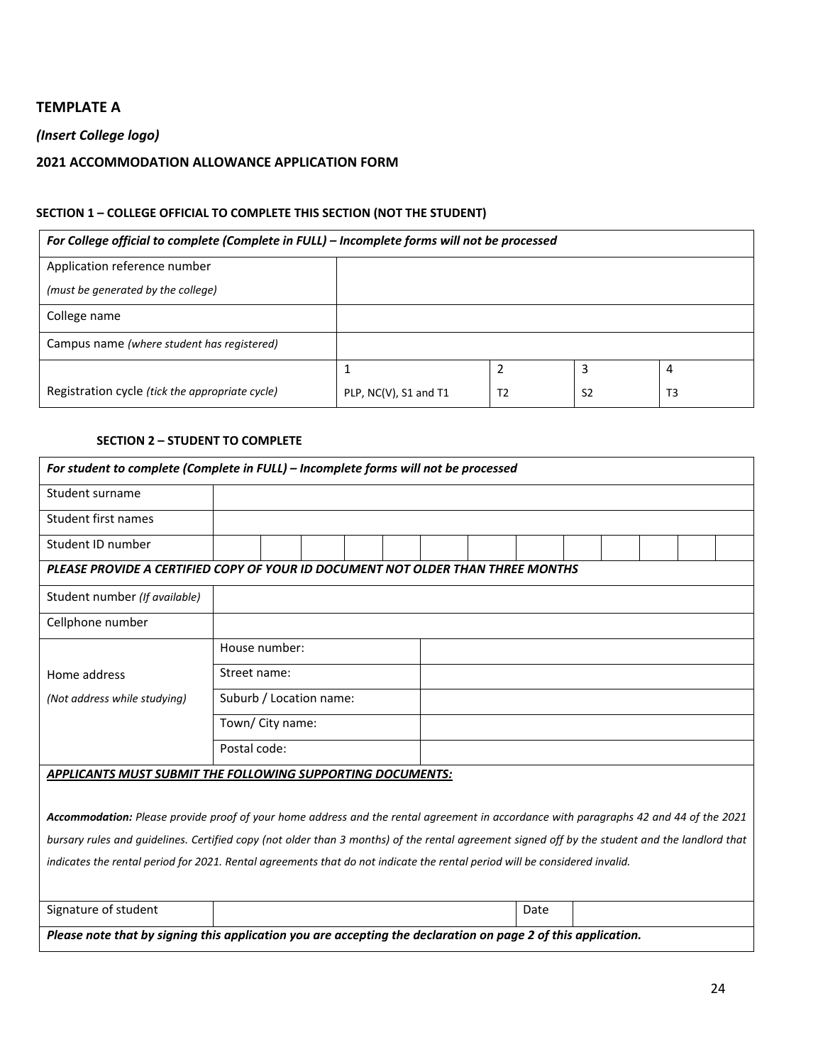**TEMPLATE A**

***(Insert College logo)***

**2021 ACCOMMODATION ALLOWANCE APPLICATION FORM**

**SECTION 1 – COLLEGE OFFICIAL TO COMPLETE THIS SECTION (NOT THE STUDENT)**

| ***For College official to complete (Complete in FULL) – Incomplete forms will not be processed*** | | | | |
|---|---|---|---|---|
| Application reference number<br>*(must be generated by the college)* | | | | |
| College name | | | | |
| Campus name *(where student has registered)* | | | | |
| Registration cycle *(tick the appropriate cycle)* | 1<br>PLP, NC(V), S1 and T1 | 2<br>T2 | 3<br>S2 | 4<br>T3 |

**SECTION 2 – STUDENT TO COMPLETE**

| ***For student to complete (Complete in FULL) – Incomplete forms will not be processed*** | | | | | | | | | | | | | | |
|---|---|---|---|---|---|---|---|---|---|---|---|---|---|---|
| Student surname | | | | | | | | | | | | | | |
| Student first names | | | | | | | | | | | | | | |
| Student ID number | | | | | | | | | | | | | | |
| ***PLEASE PROVIDE A CERTIFIED COPY OF YOUR ID DOCUMENT NOT OLDER THAN THREE MONTHS*** | | | | | | | | | | | | | | |
| Student number *(If available)* | | | | | | | | | | | | | | |
| Cellphone number | | | | | | | | | | | | | | |
| Home address<br>*(Not address while studying)* | House number: | | | | | | | | | | | | | |
| | Street name: | | | | | | | | | | | | | |
| | Suburb / Location name: | | | | | | | | | | | | | |
| | Town/ City name: | | | | | | | | | | | | | |
| | Postal code: | | | | | | | | | | | | | |

***APPLICANTS MUST SUBMIT THE FOLLOWING SUPPORTING DOCUMENTS:***

***Accommodation:*** *Please provide proof of your home address and the rental agreement in accordance with paragraphs 42 and 44 of the 2021 bursary rules and guidelines. Certified copy (not older than 3 months) of the rental agreement signed off by the student and the landlord that indicates the rental period for 2021. Rental agreements that do not indicate the rental period will be considered invalid.*

| Signature of student | | Date | |
|---|---|---|---|

***Please note that by signing this application you are accepting the declaration on page 2 of this application.***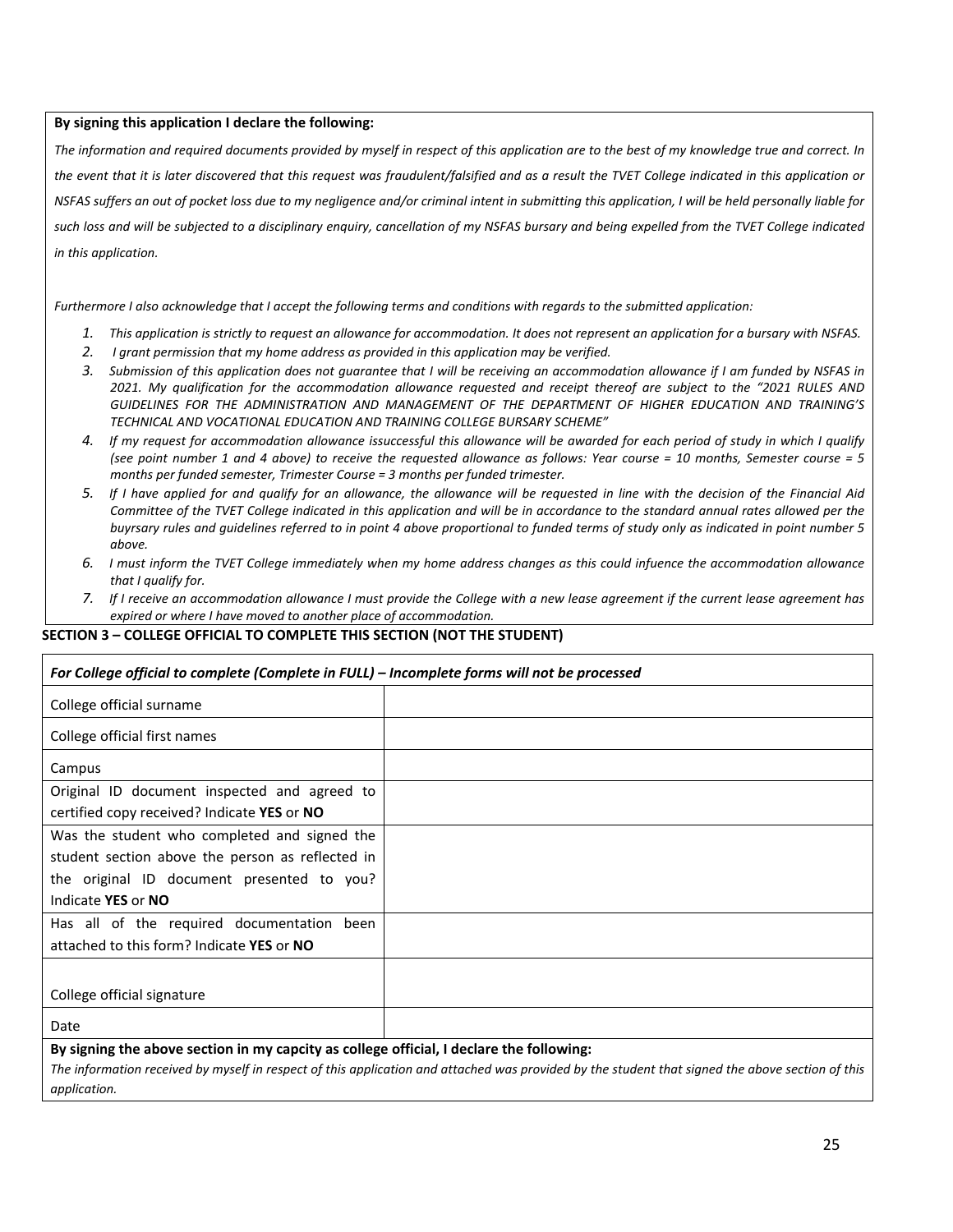**By signing this application I declare the following:**

*The information and required documents provided by myself in respect of this application are to the best of my knowledge true and correct. In the event that it is later discovered that this request was fraudulent/falsified and as a result the TVET College indicated in this application or NSFAS suffers an out of pocket loss due to my negligence and/or criminal intent in submitting this application, I will be held personally liable for such loss and will be subjected to a disciplinary enquiry, cancellation of my NSFAS bursary and being expelled from the TVET College indicated in this application.*

*Furthermore I also acknowledge that I accept the following terms and conditions with regards to the submitted application:*

1. *This application is strictly to request an allowance for accommodation. It does not represent an application for a bursary with NSFAS.*
2. *I grant permission that my home address as provided in this application may be verified.*
3. *Submission of this application does not guarantee that I will be receiving an accommodation allowance if I am funded by NSFAS in 2021. My qualification for the accommodation allowance requested and receipt thereof are subject to the "2021 RULES AND GUIDELINES FOR THE ADMINISTRATION AND MANAGEMENT OF THE DEPARTMENT OF HIGHER EDUCATION AND TRAINING'S TECHNICAL AND VOCATIONAL EDUCATION AND TRAINING COLLEGE BURSARY SCHEME"*
4. *If my request for accommodation allowance issuccessful this allowance will be awarded for each period of study in which I qualify (see point number 1 and 4 above) to receive the requested allowance as follows: Year course = 10 months, Semester course = 5 months per funded semester, Trimester Course = 3 months per funded trimester.*
5. *If I have applied for and qualify for an allowance, the allowance will be requested in line with the decision of the Financial Aid Committee of the TVET College indicated in this application and will be in accordance to the standard annual rates allowed per the buyrsary rules and guidelines referred to in point 4 above proportional to funded terms of study only as indicated in point number 5 above.*
6. *I must inform the TVET College immediately when my home address changes as this could infuence the accommodation allowance that I qualify for.*
7. *If I receive an accommodation allowance I must provide the College with a new lease agreement if the current lease agreement has expired or where I have moved to another place of accommodation.*

**SECTION 3 – COLLEGE OFFICIAL TO COMPLETE THIS SECTION (NOT THE STUDENT)**

| ***For College official to complete (Complete in FULL) – Incomplete forms will not be processed*** | |
|---|---|
| College official surname | |
| College official first names | |
| Campus | |
| Original ID document inspected and agreed to certified copy received? Indicate **YES** or **NO** | |
| Was the student who completed and signed the student section above the person as reflected in the original ID document presented to you? Indicate **YES** or **NO** | |
| Has all of the required documentation been attached to this form? Indicate **YES** or **NO** | |
| College official signature | |
| Date | |

**By signing the above section in my capcity as college official, I declare the following:**

*The information received by myself in respect of this application and attached was provided by the student that signed the above section of this application.*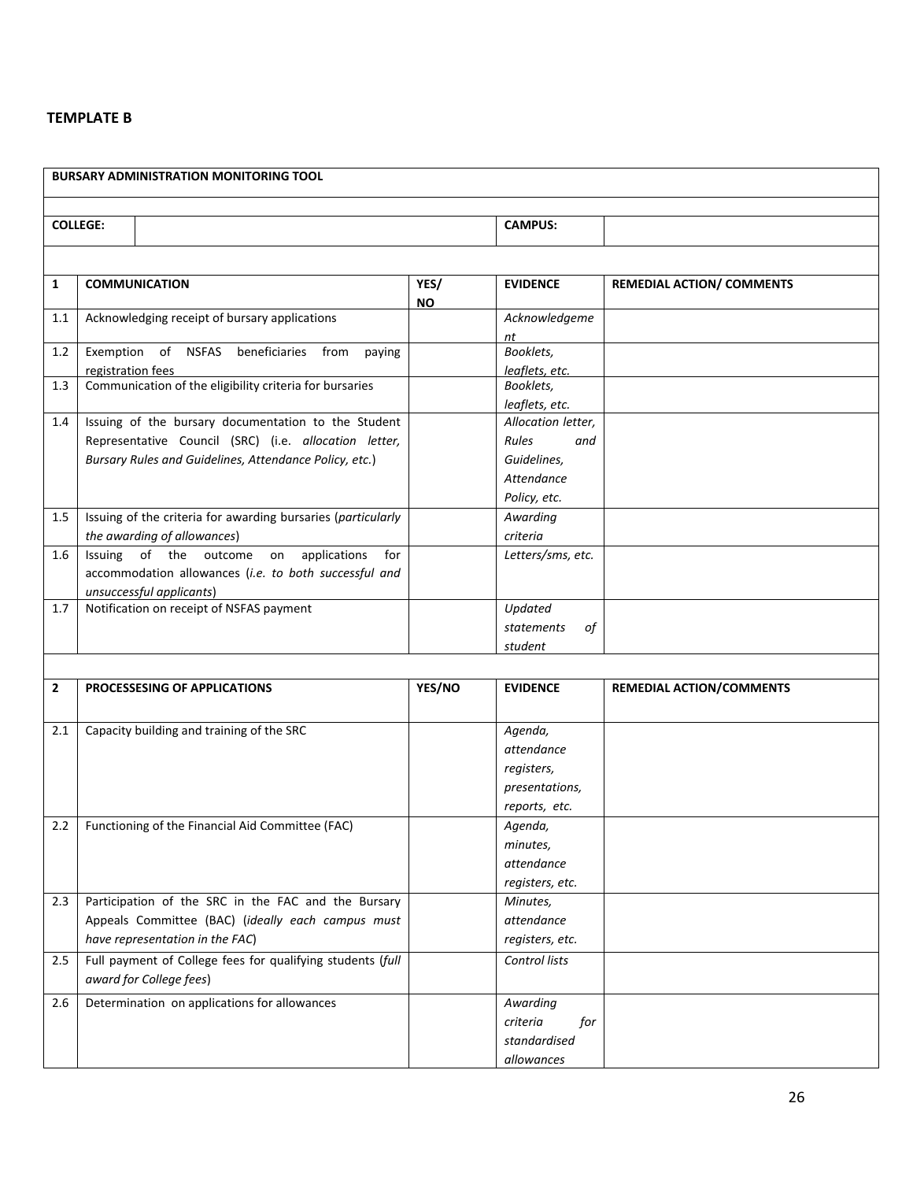**TEMPLATE B**

| **BURSARY ADMINISTRATION MONITORING TOOL** | | | | |
|---|---|---|---|---|
| **COLLEGE:** | | | **CAMPUS:** | |
| | | | | |
| **1** | **COMMUNICATION** | **YES/ NO** | **EVIDENCE** | **REMEDIAL ACTION/ COMMENTS** |
| 1.1 | Acknowledging receipt of bursary applications | | *Acknowledgement* | |
| 1.2 | Exemption of NSFAS beneficiaries from paying registration fees | | *Booklets, leaflets, etc.* | |
| 1.3 | Communication of the eligibility criteria for bursaries | | *Booklets, leaflets, etc.* | |
| 1.4 | Issuing of the bursary documentation to the Student Representative Council (SRC) (i.e. *allocation letter, Bursary Rules and Guidelines, Attendance Policy, etc.*) | | *Allocation letter, Rules and Guidelines, Attendance Policy, etc.* | |
| 1.5 | Issuing of the criteria for awarding bursaries (*particularly the awarding of allowances*) | | *Awarding criteria* | |
| 1.6 | Issuing of the outcome on applications for accommodation allowances (*i.e. to both successful and unsuccessful applicants*) | | *Letters/sms, etc.* | |
| 1.7 | Notification on receipt of NSFAS payment | | *Updated statements of student* | |
| | | | | |
| **2** | **PROCESSESING OF APPLICATIONS** | **YES/NO** | **EVIDENCE** | **REMEDIAL ACTION/COMMENTS** |
| 2.1 | Capacity building and training of the SRC | | *Agenda, attendance registers, presentations, reports, etc.* | |
| 2.2 | Functioning of the Financial Aid Committee (FAC) | | *Agenda, minutes, attendance registers, etc.* | |
| 2.3 | Participation of the SRC in the FAC and the Bursary Appeals Committee (BAC) (*ideally each campus must have representation in the FAC*) | | *Minutes, attendance registers, etc.* | |
| 2.5 | Full payment of College fees for qualifying students (*full award for College fees*) | | *Control lists* | |
| 2.6 | Determination on applications for allowances | | *Awarding criteria for standardised allowances* | |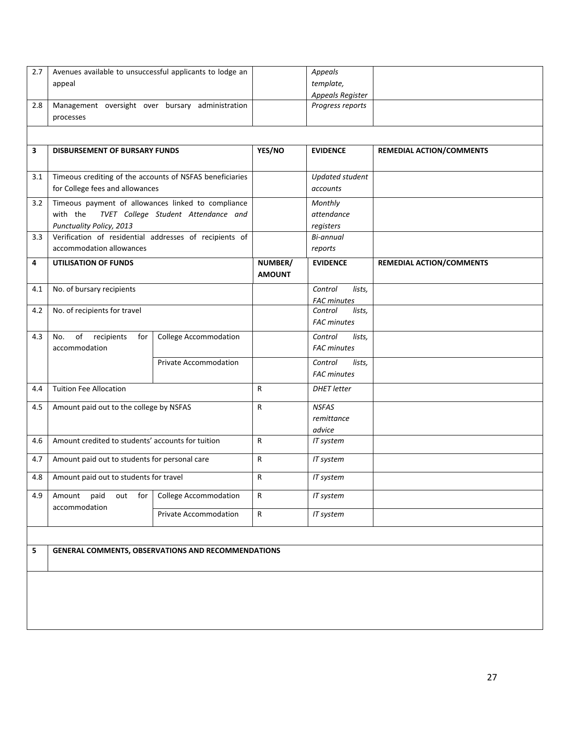| | | | | |
|---|---|---|---|---|
| 2.7 | Avenues available to unsuccessful applicants to lodge an appeal | | *Appeals template, Appeals Register* | |
| 2.8 | Management oversight over bursary administration processes | | *Progress reports* | |
| | | | | |
| **3** | **DISBURSEMENT OF BURSARY FUNDS** | **YES/NO** | **EVIDENCE** | **REMEDIAL ACTION/COMMENTS** |
| 3.1 | Timeous crediting of the accounts of NSFAS beneficiaries for College fees and allowances | | *Updated student accounts* | |
| 3.2 | Timeous payment of allowances linked to compliance with the *TVET College Student Attendance and Punctuality Policy, 2013* | | *Monthly attendance registers* | |
| 3.3 | Verification of residential addresses of recipients of accommodation allowances | | *Bi-annual reports* | |

| | | | | | |
|---|---|---|---|---|---|
| **4** | **UTILISATION OF FUNDS** | | **NUMBER/ AMOUNT** | **EVIDENCE** | **REMEDIAL ACTION/COMMENTS** |
| 4.1 | No. of bursary recipients | | | *Control lists, FAC minutes* | |
| 4.2 | No. of recipients for travel | | | *Control lists, FAC minutes* | |
| 4.3 | No. of recipients for accommodation | College Accommodation | | *Control lists, FAC minutes* | |
| | | Private Accommodation | | *Control lists, FAC minutes* | |
| 4.4 | Tuition Fee Allocation | | R | *DHET letter* | |
| 4.5 | Amount paid out to the college by NSFAS | | R | *NSFAS remittance advice* | |
| 4.6 | Amount credited to students' accounts for tuition | | R | *IT system* | |
| 4.7 | Amount paid out to students for personal care | | R | *IT system* | |
| 4.8 | Amount paid out to students for travel | | R | *IT system* | |
| 4.9 | Amount paid out for accommodation | College Accommodation | R | *IT system* | |
| | | Private Accommodation | R | *IT system* | |

| | |
|---|---|
| **5** | **GENERAL COMMENTS, OBSERVATIONS AND RECOMMENDATIONS** |
| | |